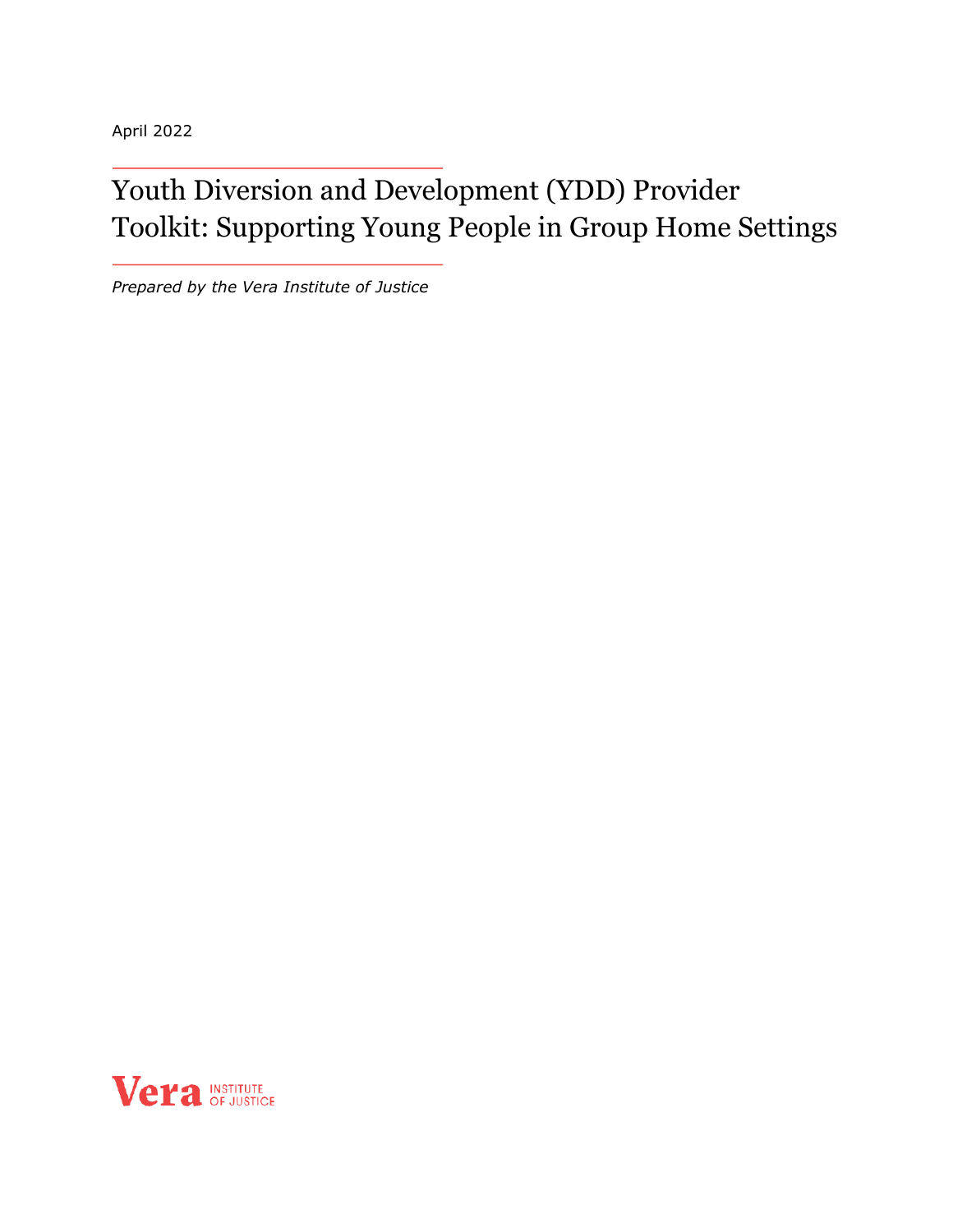April 2022

# Youth Diversion and Development (YDD) Provider Toolkit: Supporting Young People in Group Home Settings

*Prepared by the Vera Institute of Justice*

Vera INSTITUTE OF JUSTICE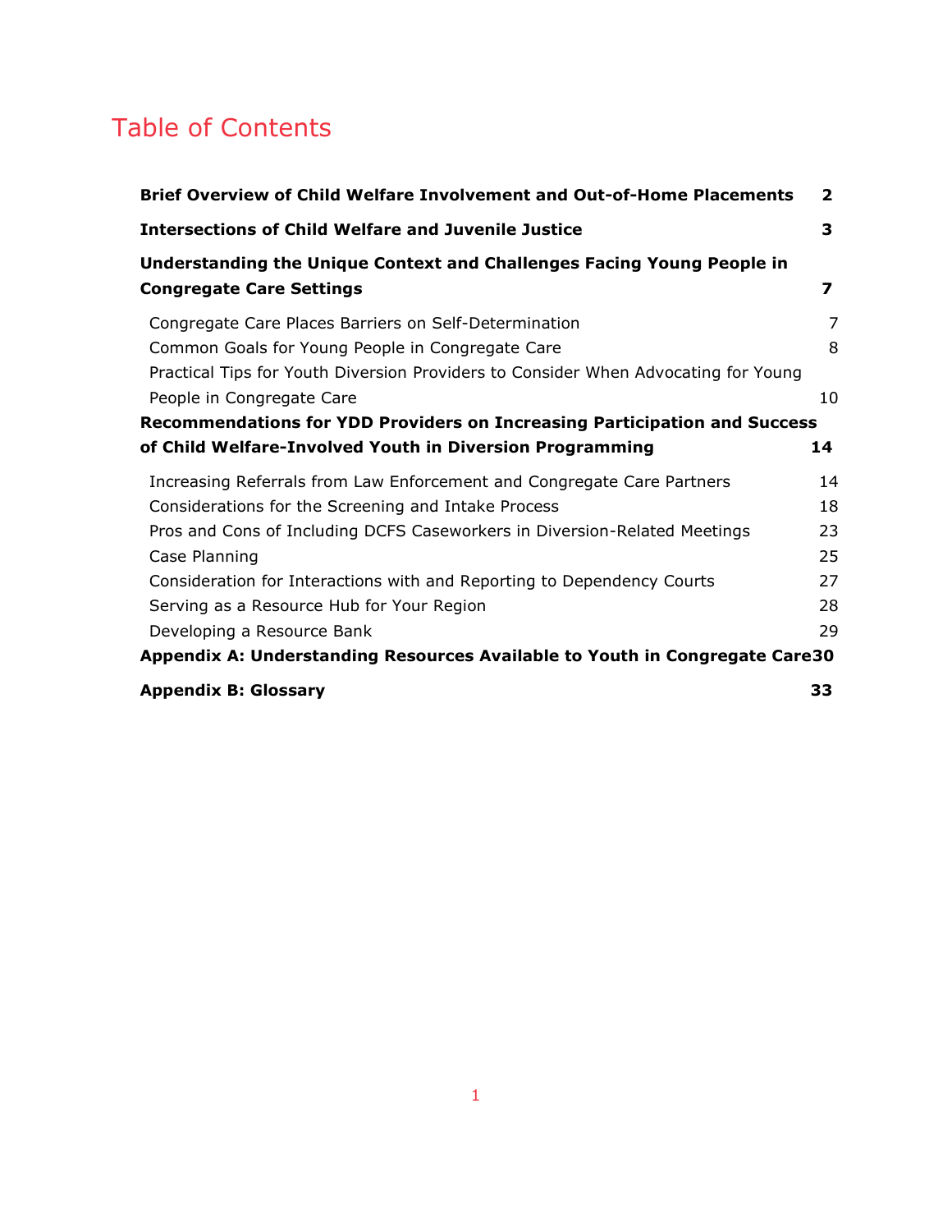# Table of Contents

| | |
|---|---|
| **Brief Overview of Child Welfare Involvement and Out-of-Home Placements** | **2** |
| **Intersections of Child Welfare and Juvenile Justice** | **3** |
| **Understanding the Unique Context and Challenges Facing Young People in Congregate Care Settings** | **7** |
| Congregate Care Places Barriers on Self-Determination | 7 |
| Common Goals for Young People in Congregate Care | 8 |
| Practical Tips for Youth Diversion Providers to Consider When Advocating for Young People in Congregate Care | 10 |
| **Recommendations for YDD Providers on Increasing Participation and Success of Child Welfare-Involved Youth in Diversion Programming** | **14** |
| Increasing Referrals from Law Enforcement and Congregate Care Partners | 14 |
| Considerations for the Screening and Intake Process | 18 |
| Pros and Cons of Including DCFS Caseworkers in Diversion-Related Meetings | 23 |
| Case Planning | 25 |
| Consideration for Interactions with and Reporting to Dependency Courts | 27 |
| Serving as a Resource Hub for Your Region | 28 |
| Developing a Resource Bank | 29 |
| **Appendix A: Understanding Resources Available to Youth in Congregate Care** | **30** |
| **Appendix B: Glossary** | **33** |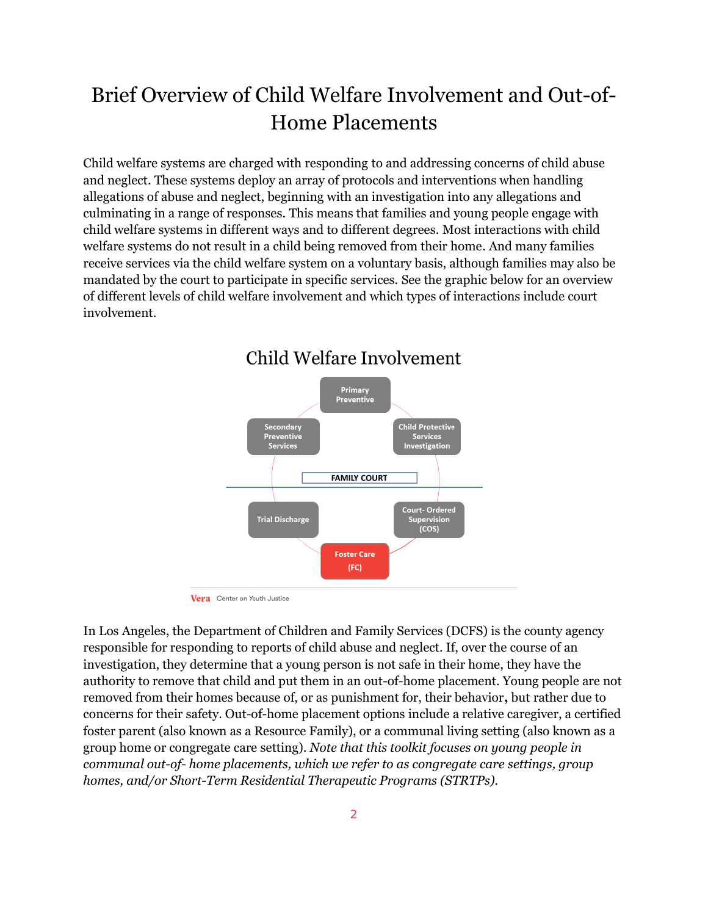# Brief Overview of Child Welfare Involvement and Out-of-Home Placements

Child welfare systems are charged with responding to and addressing concerns of child abuse and neglect. These systems deploy an array of protocols and interventions when handling allegations of abuse and neglect, beginning with an investigation into any allegations and culminating in a range of responses. This means that families and young people engage with child welfare systems in different ways and to different degrees. Most interactions with child welfare systems do not result in a child being removed from their home. And many families receive services via the child welfare system on a voluntary basis, although families may also be mandated by the court to participate in specific services. See the graphic below for an overview of different levels of child welfare involvement and which types of interactions include court involvement.

## Child Welfare Involvement

Primary Preventive

Child Protective Services Investigation

Secondary Preventive Services

FAMILY COURT

Trial Discharge

Court- Ordered Supervision (COS)

Foster Care (FC)

Vera Center on Youth Justice

In Los Angeles, the Department of Children and Family Services (DCFS) is the county agency responsible for responding to reports of child abuse and neglect. If, over the course of an investigation, they determine that a young person is not safe in their home, they have the authority to remove that child and put them in an out-of-home placement. Young people are not removed from their homes because of, or as punishment for, their behavior**,** but rather due to concerns for their safety. Out-of-home placement options include a relative caregiver, a certified foster parent (also known as a Resource Family), or a communal living setting (also known as a group home or congregate care setting). *Note that this toolkit focuses on young people in communal out-of- home placements, which we refer to as congregate care settings, group homes, and/or Short-Term Residential Therapeutic Programs (STRTPs).*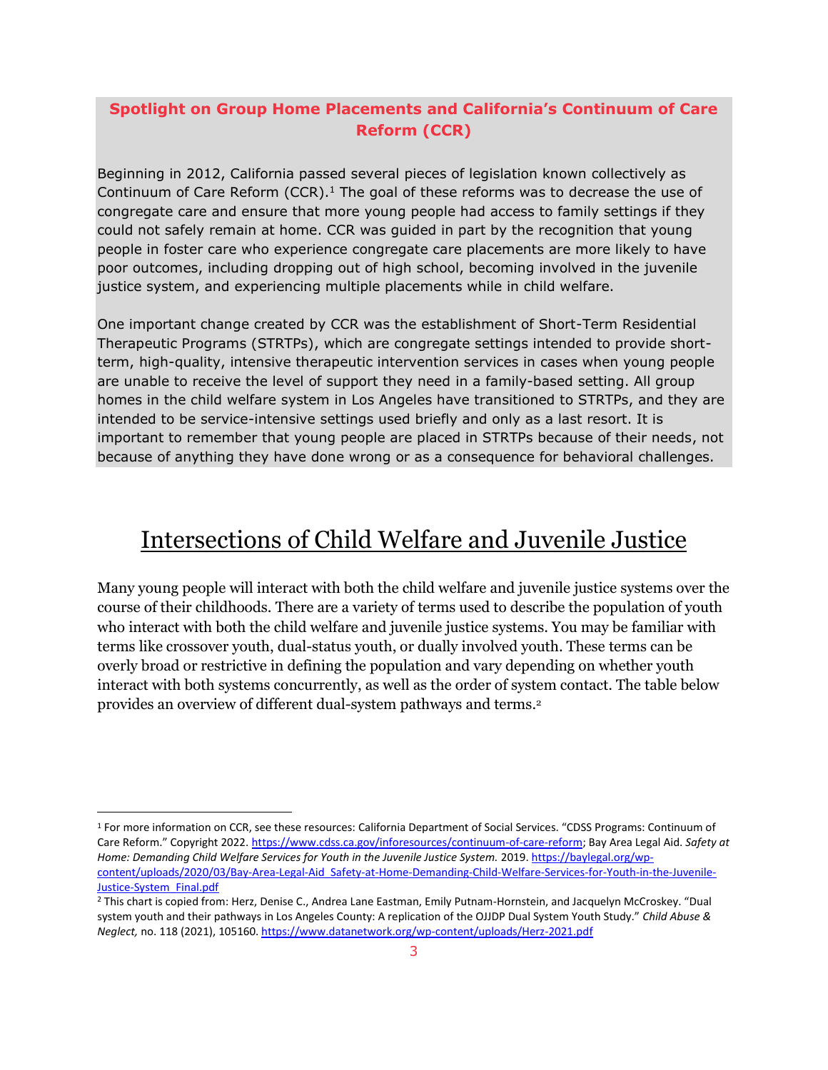### Spotlight on Group Home Placements and California's Continuum of Care Reform (CCR)

Beginning in 2012, California passed several pieces of legislation known collectively as Continuum of Care Reform (CCR).[1] The goal of these reforms was to decrease the use of congregate care and ensure that more young people had access to family settings if they could not safely remain at home. CCR was guided in part by the recognition that young people in foster care who experience congregate care placements are more likely to have poor outcomes, including dropping out of high school, becoming involved in the juvenile justice system, and experiencing multiple placements while in child welfare.

One important change created by CCR was the establishment of Short-Term Residential Therapeutic Programs (STRTPs), which are congregate settings intended to provide short-term, high-quality, intensive therapeutic intervention services in cases when young people are unable to receive the level of support they need in a family-based setting. All group homes in the child welfare system in Los Angeles have transitioned to STRTPs, and they are intended to be service-intensive settings used briefly and only as a last resort. It is important to remember that young people are placed in STRTPs because of their needs, not because of anything they have done wrong or as a consequence for behavioral challenges.

# Intersections of Child Welfare and Juvenile Justice

Many young people will interact with both the child welfare and juvenile justice systems over the course of their childhoods. There are a variety of terms used to describe the population of youth who interact with both the child welfare and juvenile justice systems. You may be familiar with terms like crossover youth, dual-status youth, or dually involved youth. These terms can be overly broad or restrictive in defining the population and vary depending on whether youth interact with both systems concurrently, as well as the order of system contact. The table below provides an overview of different dual-system pathways and terms.[2]

---

[1] For more information on CCR, see these resources: California Department of Social Services. "CDSS Programs: Continuum of Care Reform." Copyright 2022. https://www.cdss.ca.gov/inforesources/continuum-of-care-reform; Bay Area Legal Aid. *Safety at Home: Demanding Child Welfare Services for Youth in the Juvenile Justice System.* 2019. https://baylegal.org/wp-content/uploads/2020/03/Bay-Area-Legal-Aid_Safety-at-Home-Demanding-Child-Welfare-Services-for-Youth-in-the-Juvenile-Justice-System_Final.pdf

[2] This chart is copied from: Herz, Denise C., Andrea Lane Eastman, Emily Putnam-Hornstein, and Jacquelyn McCroskey. "Dual system youth and their pathways in Los Angeles County: A replication of the OJJDP Dual System Youth Study." *Child Abuse & Neglect,* no. 118 (2021), 105160. https://www.datanetwork.org/wp-content/uploads/Herz-2021.pdf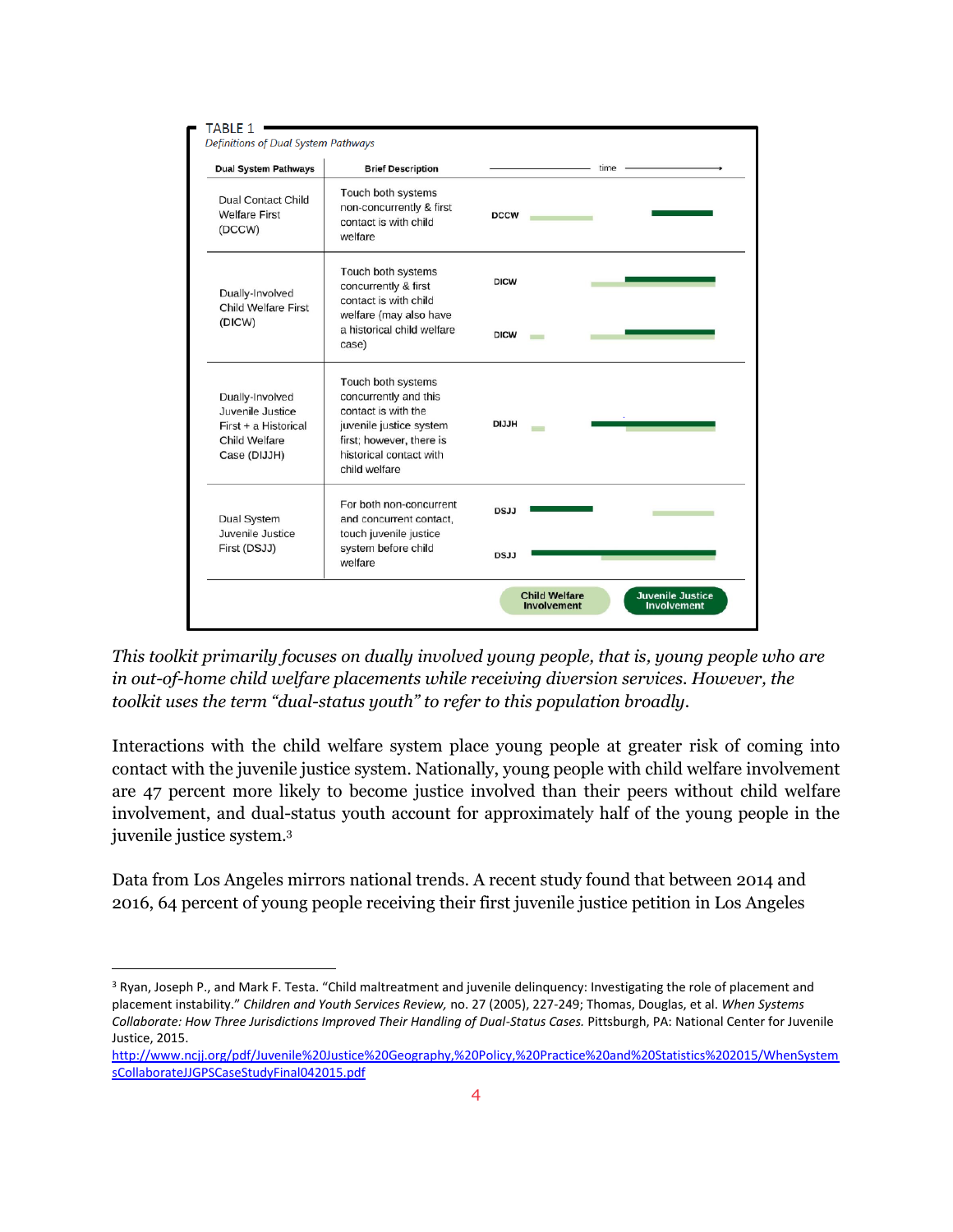TABLE 1

*Definitions of Dual System Pathways*

| Dual System Pathways | Brief Description | time → |
|---|---|---|
| Dual Contact Child Welfare First (DCCW) | Touch both systems non-concurrently & first contact is with child welfare | DCCW |
| Dually-Involved Child Welfare First (DICW) | Touch both systems concurrently & first contact is with child welfare (may also have a historical child welfare case) | DICW / DICW |
| Dually-Involved Juvenile Justice First + a Historical Child Welfare Case (DIJJH) | Touch both systems concurrently and this contact is with the juvenile justice system first; however, there is historical contact with child welfare | DIJJH |
| Dual System Juvenile Justice First (DSJJ) | For both non-concurrent and concurrent contact, touch juvenile justice system before child welfare | DSJJ / DSJJ |

Child Welfare Involvement | Juvenile Justice Involvement

*This toolkit primarily focuses on dually involved young people, that is, young people who are in out-of-home child welfare placements while receiving diversion services. However, the toolkit uses the term "dual-status youth" to refer to this population broadly.*

Interactions with the child welfare system place young people at greater risk of coming into contact with the juvenile justice system. Nationally, young people with child welfare involvement are 47 percent more likely to become justice involved than their peers without child welfare involvement, and dual-status youth account for approximately half of the young people in the juvenile justice system.[3]

Data from Los Angeles mirrors national trends. A recent study found that between 2014 and 2016, 64 percent of young people receiving their first juvenile justice petition in Los Angeles

---

[3] Ryan, Joseph P., and Mark F. Testa. "Child maltreatment and juvenile delinquency: Investigating the role of placement and placement instability." *Children and Youth Services Review,* no. 27 (2005), 227-249; Thomas, Douglas, et al. *When Systems Collaborate: How Three Jurisdictions Improved Their Handling of Dual-Status Cases.* Pittsburgh, PA: National Center for Juvenile Justice, 2015. http://www.ncjj.org/pdf/Juvenile%20Justice%20Geography,%20Policy,%20Practice%20and%20Statistics%202015/WhenSystemsCollaborateJJGPSCaseStudyFinal042015.pdf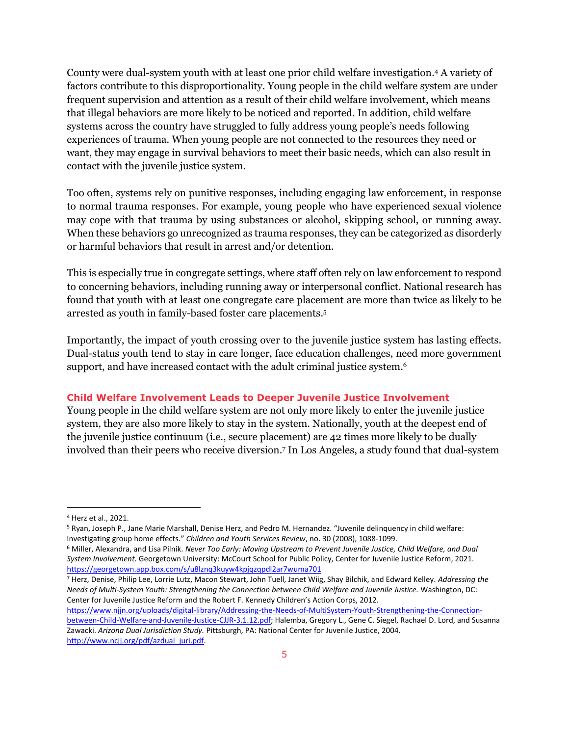County were dual-system youth with at least one prior child welfare investigation.[4] A variety of factors contribute to this disproportionality. Young people in the child welfare system are under frequent supervision and attention as a result of their child welfare involvement, which means that illegal behaviors are more likely to be noticed and reported. In addition, child welfare systems across the country have struggled to fully address young people's needs following experiences of trauma. When young people are not connected to the resources they need or want, they may engage in survival behaviors to meet their basic needs, which can also result in contact with the juvenile justice system.

Too often, systems rely on punitive responses, including engaging law enforcement, in response to normal trauma responses. For example, young people who have experienced sexual violence may cope with that trauma by using substances or alcohol, skipping school, or running away. When these behaviors go unrecognized as trauma responses, they can be categorized as disorderly or harmful behaviors that result in arrest and/or detention.

This is especially true in congregate settings, where staff often rely on law enforcement to respond to concerning behaviors, including running away or interpersonal conflict. National research has found that youth with at least one congregate care placement are more than twice as likely to be arrested as youth in family-based foster care placements.[5]

Importantly, the impact of youth crossing over to the juvenile justice system has lasting effects. Dual-status youth tend to stay in care longer, face education challenges, need more government support, and have increased contact with the adult criminal justice system.[6]

## Child Welfare Involvement Leads to Deeper Juvenile Justice Involvement

Young people in the child welfare system are not only more likely to enter the juvenile justice system, they are also more likely to stay in the system. Nationally, youth at the deepest end of the juvenile justice continuum (i.e., secure placement) are 42 times more likely to be dually involved than their peers who receive diversion.[7] In Los Angeles, a study found that dual-system

---

[4] Herz et al., 2021.

[5] Ryan, Joseph P., Jane Marie Marshall, Denise Herz, and Pedro M. Hernandez. "Juvenile delinquency in child welfare: Investigating group home effects." *Children and Youth Services Review*, no. 30 (2008), 1088-1099.

[6] Miller, Alexandra, and Lisa Pilnik. *Never Too Early: Moving Upstream to Prevent Juvenile Justice, Child Welfare, and Dual System Involvement.* Georgetown University: McCourt School for Public Policy, Center for Juvenile Justice Reform, 2021. https://georgetown.app.box.com/s/u8lznq3kuyw4kpjqzqpdl2ar7wuma701

[7] Herz, Denise, Philip Lee, Lorrie Lutz, Macon Stewart, John Tuell, Janet Wiig, Shay Bilchik, and Edward Kelley. *Addressing the Needs of Multi-System Youth: Strengthening the Connection between Child Welfare and Juvenile Justice.* Washington, DC: Center for Juvenile Justice Reform and the Robert F. Kennedy Children's Action Corps, 2012. https://www.njjn.org/uploads/digital-library/Addressing-the-Needs-of-MultiSystem-Youth-Strengthening-the-Connection-between-Child-Welfare-and-Juvenile-Justice-CJJR-3.1.12.pdf; Halemba, Gregory L., Gene C. Siegel, Rachael D. Lord, and Susanna Zawacki. *Arizona Dual Jurisdiction Study.* Pittsburgh, PA: National Center for Juvenile Justice, 2004. http://www.ncjj.org/pdf/azdual_juri.pdf.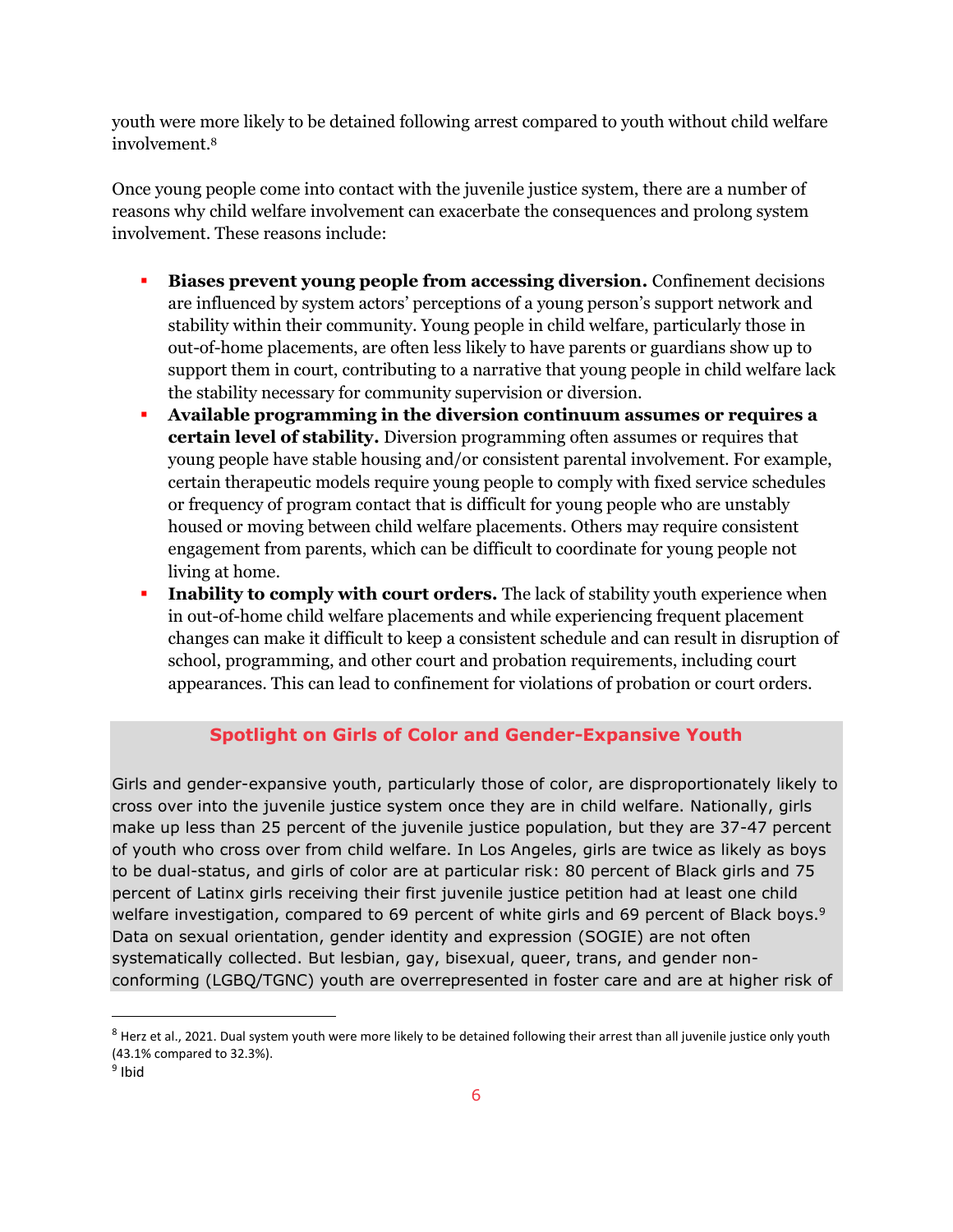youth were more likely to be detained following arrest compared to youth without child welfare involvement.[8]

Once young people come into contact with the juvenile justice system, there are a number of reasons why child welfare involvement can exacerbate the consequences and prolong system involvement. These reasons include:

- **Biases prevent young people from accessing diversion.** Confinement decisions are influenced by system actors' perceptions of a young person's support network and stability within their community. Young people in child welfare, particularly those in out-of-home placements, are often less likely to have parents or guardians show up to support them in court, contributing to a narrative that young people in child welfare lack the stability necessary for community supervision or diversion.
- **Available programming in the diversion continuum assumes or requires a certain level of stability.** Diversion programming often assumes or requires that young people have stable housing and/or consistent parental involvement. For example, certain therapeutic models require young people to comply with fixed service schedules or frequency of program contact that is difficult for young people who are unstably housed or moving between child welfare placements. Others may require consistent engagement from parents, which can be difficult to coordinate for young people not living at home.
- **Inability to comply with court orders.** The lack of stability youth experience when in out-of-home child welfare placements and while experiencing frequent placement changes can make it difficult to keep a consistent schedule and can result in disruption of school, programming, and other court and probation requirements, including court appearances. This can lead to confinement for violations of probation or court orders.

### Spotlight on Girls of Color and Gender-Expansive Youth

Girls and gender-expansive youth, particularly those of color, are disproportionately likely to cross over into the juvenile justice system once they are in child welfare. Nationally, girls make up less than 25 percent of the juvenile justice population, but they are 37-47 percent of youth who cross over from child welfare. In Los Angeles, girls are twice as likely as boys to be dual-status, and girls of color are at particular risk: 80 percent of Black girls and 75 percent of Latinx girls receiving their first juvenile justice petition had at least one child welfare investigation, compared to 69 percent of white girls and 69 percent of Black boys.[9] Data on sexual orientation, gender identity and expression (SOGIE) are not often systematically collected. But lesbian, gay, bisexual, queer, trans, and gender non-conforming (LGBQ/TGNC) youth are overrepresented in foster care and are at higher risk of

---

[8] Herz et al., 2021. Dual system youth were more likely to be detained following their arrest than all juvenile justice only youth (43.1% compared to 32.3%).

[9] Ibid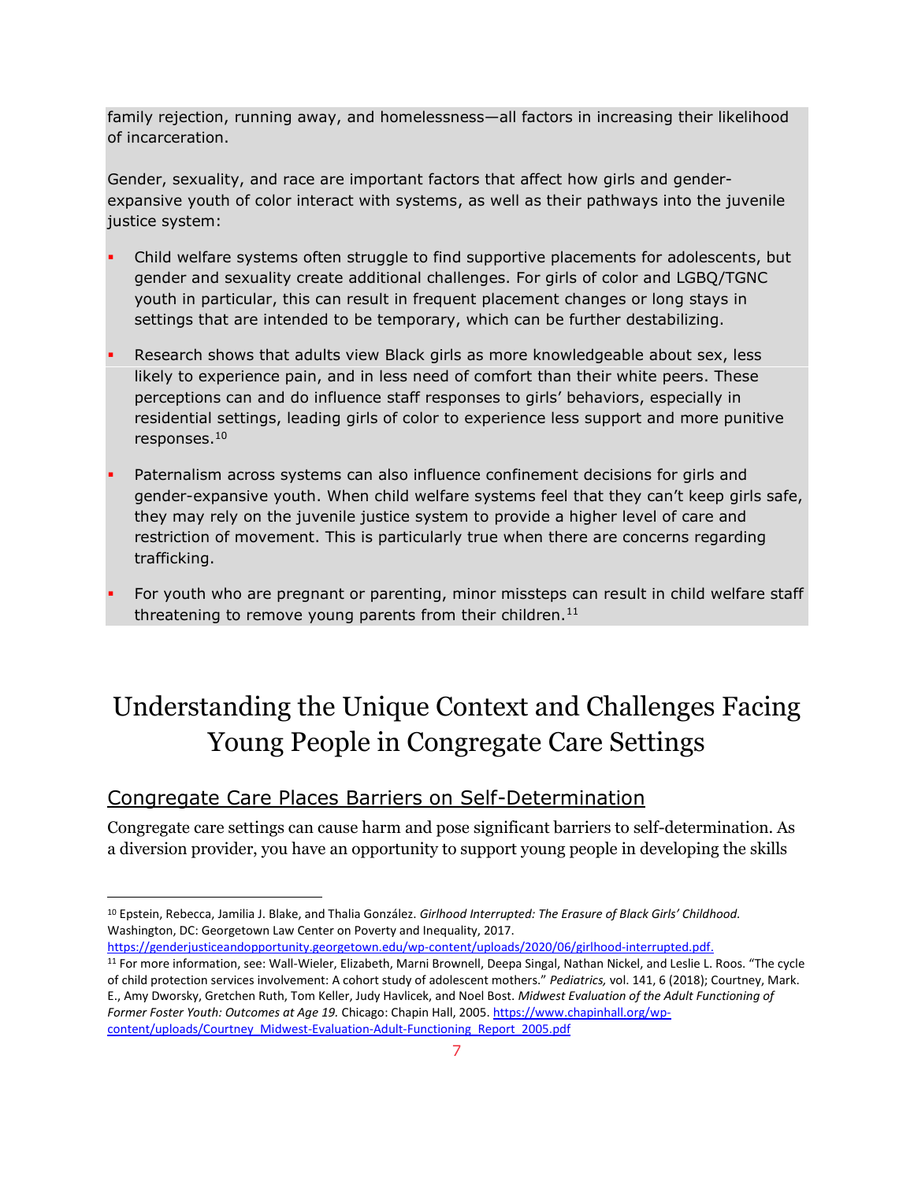family rejection, running away, and homelessness—all factors in increasing their likelihood of incarceration.

Gender, sexuality, and race are important factors that affect how girls and gender-expansive youth of color interact with systems, as well as their pathways into the juvenile justice system:

- Child welfare systems often struggle to find supportive placements for adolescents, but gender and sexuality create additional challenges. For girls of color and LGBQ/TGNC youth in particular, this can result in frequent placement changes or long stays in settings that are intended to be temporary, which can be further destabilizing.
- Research shows that adults view Black girls as more knowledgeable about sex, less likely to experience pain, and in less need of comfort than their white peers. These perceptions can and do influence staff responses to girls' behaviors, especially in residential settings, leading girls of color to experience less support and more punitive responses.[10]
- Paternalism across systems can also influence confinement decisions for girls and gender-expansive youth. When child welfare systems feel that they can't keep girls safe, they may rely on the juvenile justice system to provide a higher level of care and restriction of movement. This is particularly true when there are concerns regarding trafficking.
- For youth who are pregnant or parenting, minor missteps can result in child welfare staff threatening to remove young parents from their children.[11]

# Understanding the Unique Context and Challenges Facing Young People in Congregate Care Settings

## Congregate Care Places Barriers on Self-Determination

Congregate care settings can cause harm and pose significant barriers to self-determination. As a diversion provider, you have an opportunity to support young people in developing the skills

---

[10] Epstein, Rebecca, Jamilia J. Blake, and Thalia González. *Girlhood Interrupted: The Erasure of Black Girls' Childhood.* Washington, DC: Georgetown Law Center on Poverty and Inequality, 2017. https://genderjusticeandopportunity.georgetown.edu/wp-content/uploads/2020/06/girlhood-interrupted.pdf.

[11] For more information, see: Wall-Wieler, Elizabeth, Marni Brownell, Deepa Singal, Nathan Nickel, and Leslie L. Roos. "The cycle of child protection services involvement: A cohort study of adolescent mothers." *Pediatrics,* vol. 141, 6 (2018); Courtney, Mark. E., Amy Dworsky, Gretchen Ruth, Tom Keller, Judy Havlicek, and Noel Bost. *Midwest Evaluation of the Adult Functioning of Former Foster Youth: Outcomes at Age 19.* Chicago: Chapin Hall, 2005. https://www.chapinhall.org/wp-content/uploads/Courtney_Midwest-Evaluation-Adult-Functioning_Report_2005.pdf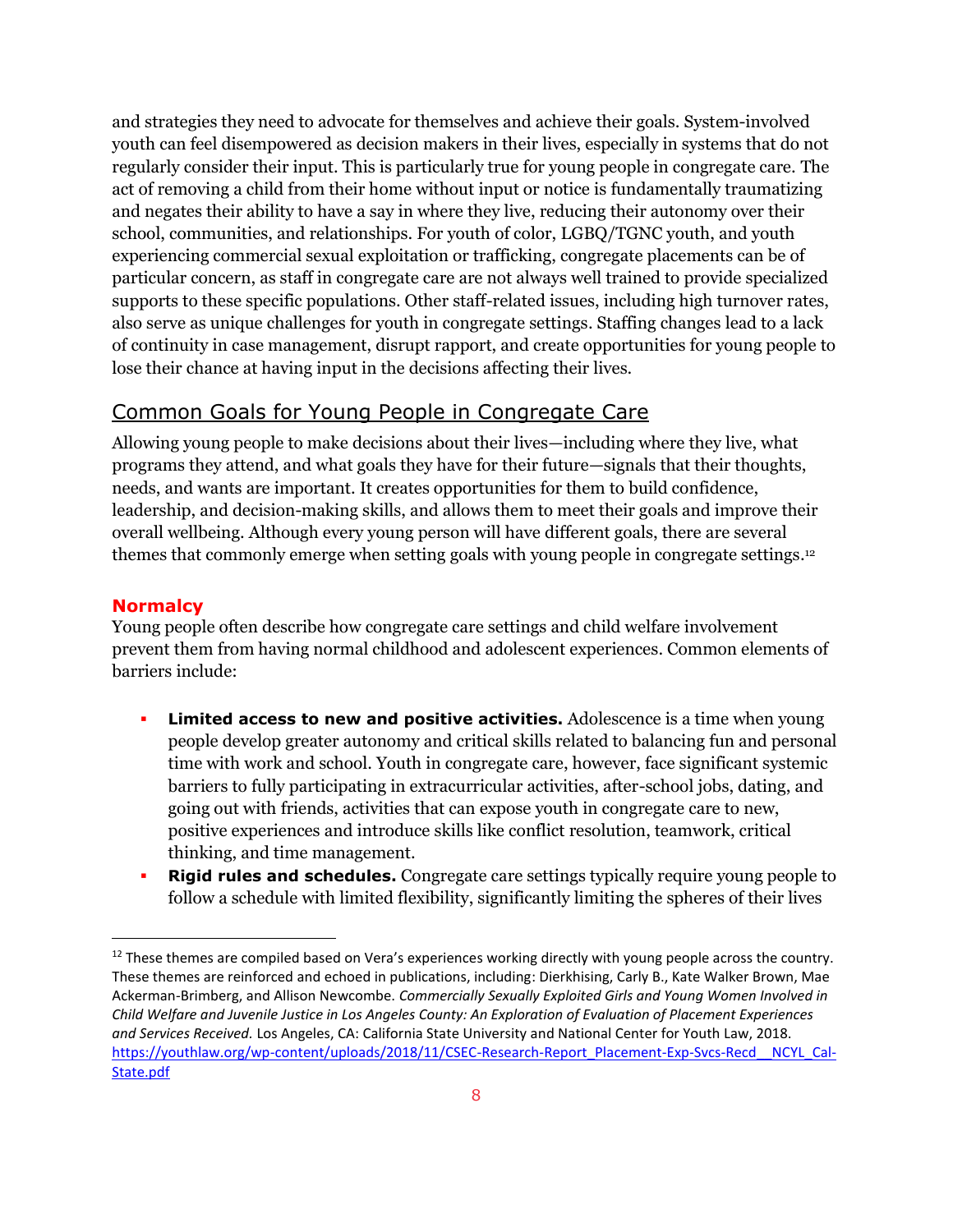and strategies they need to advocate for themselves and achieve their goals. System-involved youth can feel disempowered as decision makers in their lives, especially in systems that do not regularly consider their input. This is particularly true for young people in congregate care. The act of removing a child from their home without input or notice is fundamentally traumatizing and negates their ability to have a say in where they live, reducing their autonomy over their school, communities, and relationships. For youth of color, LGBQ/TGNC youth, and youth experiencing commercial sexual exploitation or trafficking, congregate placements can be of particular concern, as staff in congregate care are not always well trained to provide specialized supports to these specific populations. Other staff-related issues, including high turnover rates, also serve as unique challenges for youth in congregate settings. Staffing changes lead to a lack of continuity in case management, disrupt rapport, and create opportunities for young people to lose their chance at having input in the decisions affecting their lives.

## Common Goals for Young People in Congregate Care

Allowing young people to make decisions about their lives—including where they live, what programs they attend, and what goals they have for their future—signals that their thoughts, needs, and wants are important. It creates opportunities for them to build confidence, leadership, and decision-making skills, and allows them to meet their goals and improve their overall wellbeing. Although every young person will have different goals, there are several themes that commonly emerge when setting goals with young people in congregate settings.[12]

### Normalcy

Young people often describe how congregate care settings and child welfare involvement prevent them from having normal childhood and adolescent experiences. Common elements of barriers include:

- **Limited access to new and positive activities.** Adolescence is a time when young people develop greater autonomy and critical skills related to balancing fun and personal time with work and school. Youth in congregate care, however, face significant systemic barriers to fully participating in extracurricular activities, after-school jobs, dating, and going out with friends, activities that can expose youth in congregate care to new, positive experiences and introduce skills like conflict resolution, teamwork, critical thinking, and time management.
- **Rigid rules and schedules.** Congregate care settings typically require young people to follow a schedule with limited flexibility, significantly limiting the spheres of their lives

[12] These themes are compiled based on Vera's experiences working directly with young people across the country. These themes are reinforced and echoed in publications, including: Dierkhising, Carly B., Kate Walker Brown, Mae Ackerman-Brimberg, and Allison Newcombe. *Commercially Sexually Exploited Girls and Young Women Involved in Child Welfare and Juvenile Justice in Los Angeles County: An Exploration of Evaluation of Placement Experiences and Services Received.* Los Angeles, CA: California State University and National Center for Youth Law, 2018. https://youthlaw.org/wp-content/uploads/2018/11/CSEC-Research-Report_Placement-Exp-Svcs-Recd__NCYL_Cal-State.pdf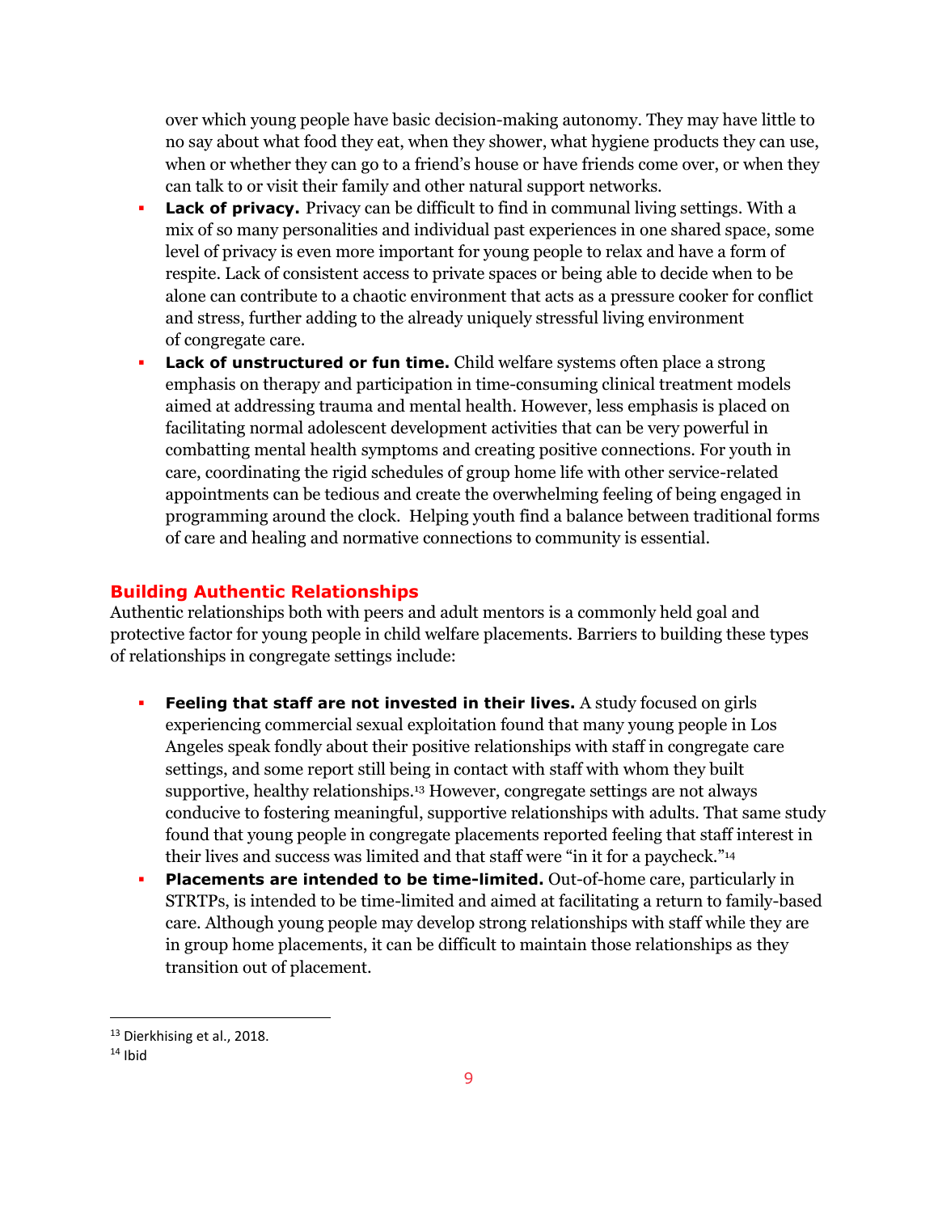over which young people have basic decision-making autonomy. They may have little to no say about what food they eat, when they shower, what hygiene products they can use, when or whether they can go to a friend's house or have friends come over, or when they can talk to or visit their family and other natural support networks.

- **Lack of privacy.** Privacy can be difficult to find in communal living settings. With a mix of so many personalities and individual past experiences in one shared space, some level of privacy is even more important for young people to relax and have a form of respite. Lack of consistent access to private spaces or being able to decide when to be alone can contribute to a chaotic environment that acts as a pressure cooker for conflict and stress, further adding to the already uniquely stressful living environment of congregate care.
- **Lack of unstructured or fun time.** Child welfare systems often place a strong emphasis on therapy and participation in time-consuming clinical treatment models aimed at addressing trauma and mental health. However, less emphasis is placed on facilitating normal adolescent development activities that can be very powerful in combatting mental health symptoms and creating positive connections. For youth in care, coordinating the rigid schedules of group home life with other service-related appointments can be tedious and create the overwhelming feeling of being engaged in programming around the clock. Helping youth find a balance between traditional forms of care and healing and normative connections to community is essential.

## Building Authentic Relationships

Authentic relationships both with peers and adult mentors is a commonly held goal and protective factor for young people in child welfare placements. Barriers to building these types of relationships in congregate settings include:

- **Feeling that staff are not invested in their lives.** A study focused on girls experiencing commercial sexual exploitation found that many young people in Los Angeles speak fondly about their positive relationships with staff in congregate care settings, and some report still being in contact with staff with whom they built supportive, healthy relationships.[13] However, congregate settings are not always conducive to fostering meaningful, supportive relationships with adults. That same study found that young people in congregate placements reported feeling that staff interest in their lives and success was limited and that staff were "in it for a paycheck."[14]
- **Placements are intended to be time-limited.** Out-of-home care, particularly in STRTPs, is intended to be time-limited and aimed at facilitating a return to family-based care. Although young people may develop strong relationships with staff while they are in group home placements, it can be difficult to maintain those relationships as they transition out of placement.

---

[13] Dierkhising et al., 2018.

[14] Ibid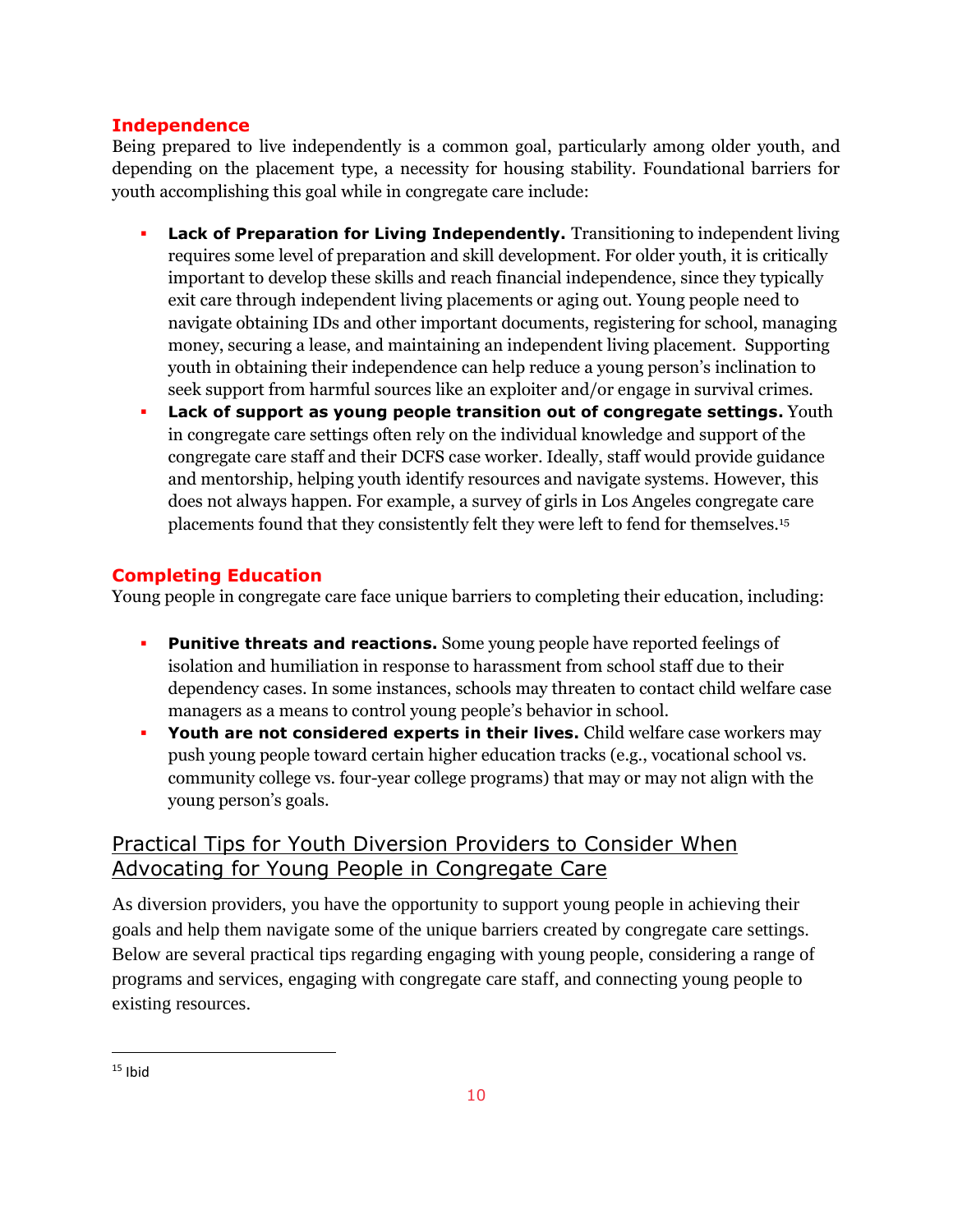### Independence

Being prepared to live independently is a common goal, particularly among older youth, and depending on the placement type, a necessity for housing stability. Foundational barriers for youth accomplishing this goal while in congregate care include:

- **Lack of Preparation for Living Independently.** Transitioning to independent living requires some level of preparation and skill development. For older youth, it is critically important to develop these skills and reach financial independence, since they typically exit care through independent living placements or aging out. Young people need to navigate obtaining IDs and other important documents, registering for school, managing money, securing a lease, and maintaining an independent living placement. Supporting youth in obtaining their independence can help reduce a young person's inclination to seek support from harmful sources like an exploiter and/or engage in survival crimes.
- **Lack of support as young people transition out of congregate settings.** Youth in congregate care settings often rely on the individual knowledge and support of the congregate care staff and their DCFS case worker. Ideally, staff would provide guidance and mentorship, helping youth identify resources and navigate systems. However, this does not always happen. For example, a survey of girls in Los Angeles congregate care placements found that they consistently felt they were left to fend for themselves.[15]

### Completing Education

Young people in congregate care face unique barriers to completing their education, including:

- **Punitive threats and reactions.** Some young people have reported feelings of isolation and humiliation in response to harassment from school staff due to their dependency cases. In some instances, schools may threaten to contact child welfare case managers as a means to control young people's behavior in school.
- **Youth are not considered experts in their lives.** Child welfare case workers may push young people toward certain higher education tracks (e.g., vocational school vs. community college vs. four-year college programs) that may or may not align with the young person's goals.

## Practical Tips for Youth Diversion Providers to Consider When Advocating for Young People in Congregate Care

As diversion providers, you have the opportunity to support young people in achieving their goals and help them navigate some of the unique barriers created by congregate care settings. Below are several practical tips regarding engaging with young people, considering a range of programs and services, engaging with congregate care staff, and connecting young people to existing resources.

---

[15] Ibid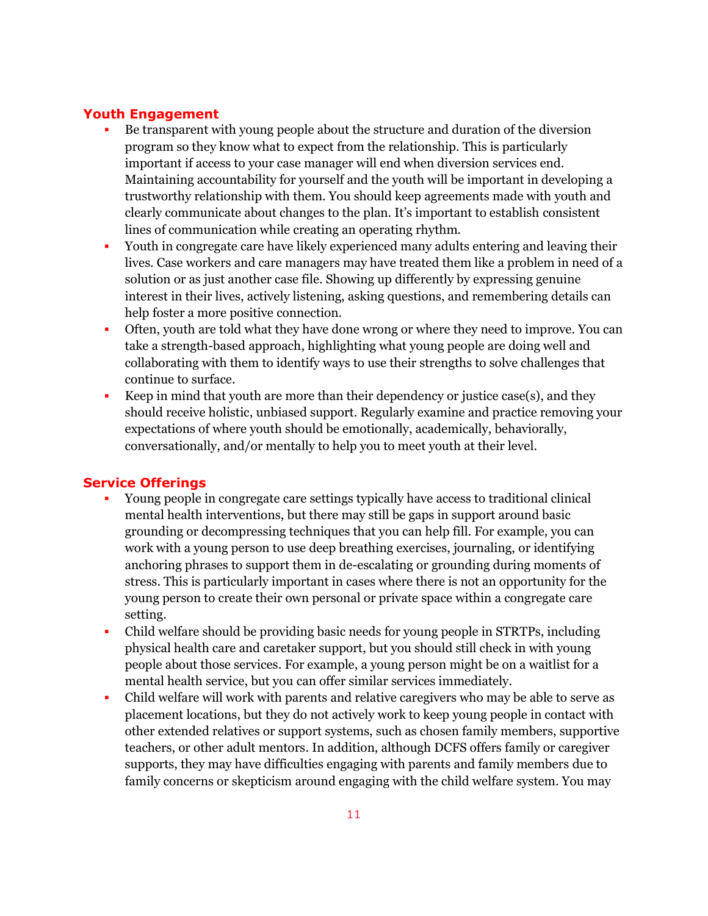## Youth Engagement

- Be transparent with young people about the structure and duration of the diversion program so they know what to expect from the relationship. This is particularly important if access to your case manager will end when diversion services end. Maintaining accountability for yourself and the youth will be important in developing a trustworthy relationship with them. You should keep agreements made with youth and clearly communicate about changes to the plan. It's important to establish consistent lines of communication while creating an operating rhythm.
- Youth in congregate care have likely experienced many adults entering and leaving their lives. Case workers and care managers may have treated them like a problem in need of a solution or as just another case file. Showing up differently by expressing genuine interest in their lives, actively listening, asking questions, and remembering details can help foster a more positive connection.
- Often, youth are told what they have done wrong or where they need to improve. You can take a strength-based approach, highlighting what young people are doing well and collaborating with them to identify ways to use their strengths to solve challenges that continue to surface.
- Keep in mind that youth are more than their dependency or justice case(s), and they should receive holistic, unbiased support. Regularly examine and practice removing your expectations of where youth should be emotionally, academically, behaviorally, conversationally, and/or mentally to help you to meet youth at their level.

## Service Offerings

- Young people in congregate care settings typically have access to traditional clinical mental health interventions, but there may still be gaps in support around basic grounding or decompressing techniques that you can help fill. For example, you can work with a young person to use deep breathing exercises, journaling, or identifying anchoring phrases to support them in de-escalating or grounding during moments of stress. This is particularly important in cases where there is not an opportunity for the young person to create their own personal or private space within a congregate care setting.
- Child welfare should be providing basic needs for young people in STRTPs, including physical health care and caretaker support, but you should still check in with young people about those services. For example, a young person might be on a waitlist for a mental health service, but you can offer similar services immediately.
- Child welfare will work with parents and relative caregivers who may be able to serve as placement locations, but they do not actively work to keep young people in contact with other extended relatives or support systems, such as chosen family members, supportive teachers, or other adult mentors. In addition, although DCFS offers family or caregiver supports, they may have difficulties engaging with parents and family members due to family concerns or skepticism around engaging with the child welfare system. You may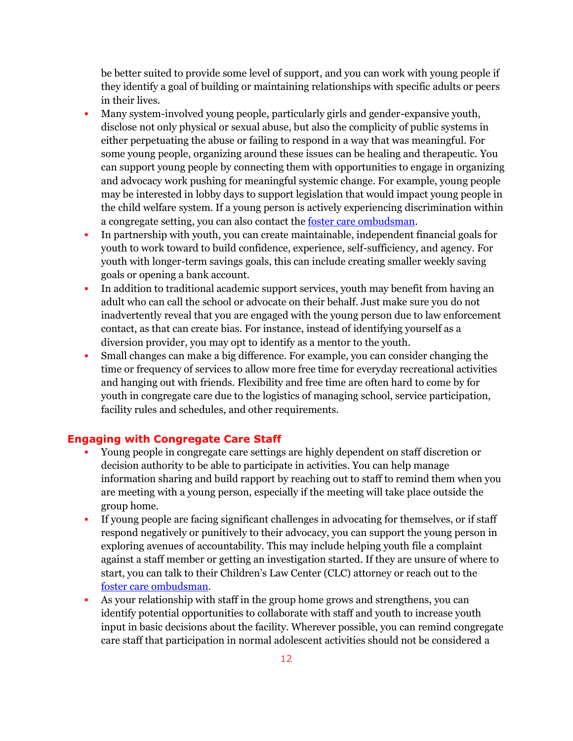be better suited to provide some level of support, and you can work with young people if they identify a goal of building or maintaining relationships with specific adults or peers in their lives.

- Many system-involved young people, particularly girls and gender-expansive youth, disclose not only physical or sexual abuse, but also the complicity of public systems in either perpetuating the abuse or failing to respond in a way that was meaningful. For some young people, organizing around these issues can be healing and therapeutic. You can support young people by connecting them with opportunities to engage in organizing and advocacy work pushing for meaningful systemic change. For example, young people may be interested in lobby days to support legislation that would impact young people in the child welfare system. If a young person is actively experiencing discrimination within a congregate setting, you can also contact the [foster care ombudsman](foster care ombudsman).
- In partnership with youth, you can create maintainable, independent financial goals for youth to work toward to build confidence, experience, self-sufficiency, and agency. For youth with longer-term savings goals, this can include creating smaller weekly saving goals or opening a bank account.
- In addition to traditional academic support services, youth may benefit from having an adult who can call the school or advocate on their behalf. Just make sure you do not inadvertently reveal that you are engaged with the young person due to law enforcement contact, as that can create bias. For instance, instead of identifying yourself as a diversion provider, you may opt to identify as a mentor to the youth.
- Small changes can make a big difference. For example, you can consider changing the time or frequency of services to allow more free time for everyday recreational activities and hanging out with friends. Flexibility and free time are often hard to come by for youth in congregate care due to the logistics of managing school, service participation, facility rules and schedules, and other requirements.

## Engaging with Congregate Care Staff

- Young people in congregate care settings are highly dependent on staff discretion or decision authority to be able to participate in activities. You can help manage information sharing and build rapport by reaching out to staff to remind them when you are meeting with a young person, especially if the meeting will take place outside the group home.
- If young people are facing significant challenges in advocating for themselves, or if staff respond negatively or punitively to their advocacy, you can support the young person in exploring avenues of accountability. This may include helping youth file a complaint against a staff member or getting an investigation started. If they are unsure of where to start, you can talk to their Children's Law Center (CLC) attorney or reach out to the [foster care ombudsman](foster care ombudsman).
- As your relationship with staff in the group home grows and strengthens, you can identify potential opportunities to collaborate with staff and youth to increase youth input in basic decisions about the facility. Wherever possible, you can remind congregate care staff that participation in normal adolescent activities should not be considered a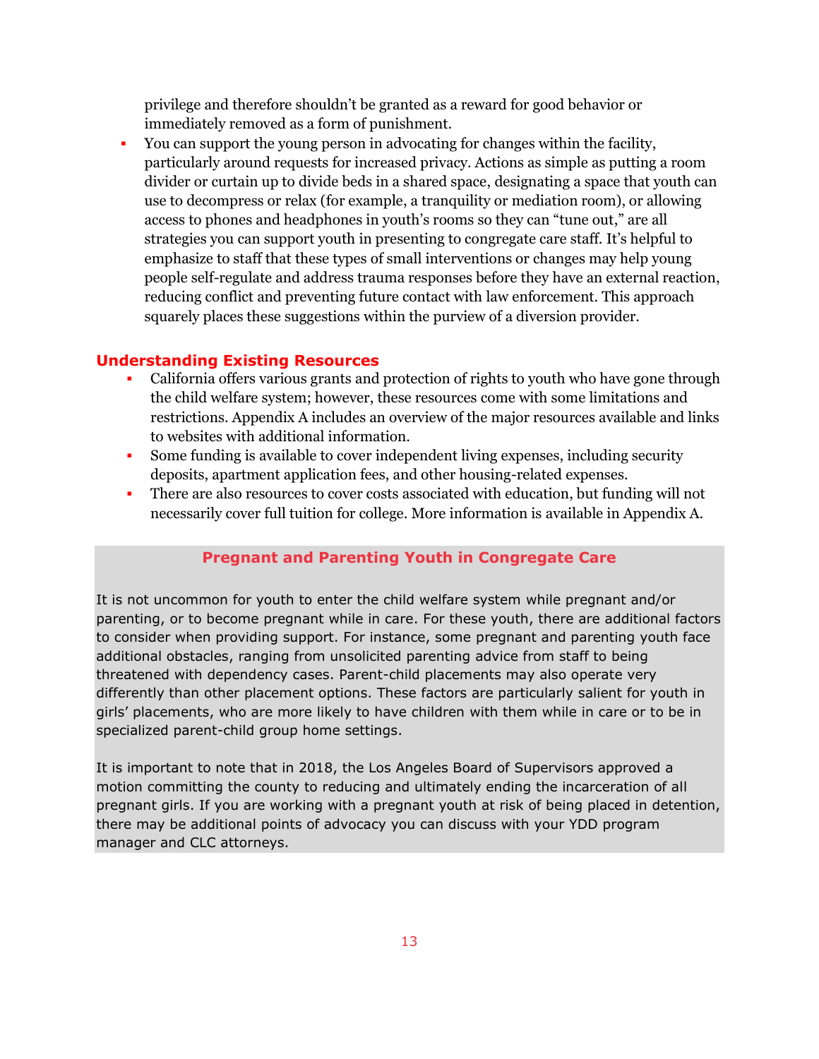privilege and therefore shouldn't be granted as a reward for good behavior or immediately removed as a form of punishment.

- You can support the young person in advocating for changes within the facility, particularly around requests for increased privacy. Actions as simple as putting a room divider or curtain up to divide beds in a shared space, designating a space that youth can use to decompress or relax (for example, a tranquility or mediation room), or allowing access to phones and headphones in youth's rooms so they can "tune out," are all strategies you can support youth in presenting to congregate care staff. It's helpful to emphasize to staff that these types of small interventions or changes may help young people self-regulate and address trauma responses before they have an external reaction, reducing conflict and preventing future contact with law enforcement. This approach squarely places these suggestions within the purview of a diversion provider.

## Understanding Existing Resources

- California offers various grants and protection of rights to youth who have gone through the child welfare system; however, these resources come with some limitations and restrictions. Appendix A includes an overview of the major resources available and links to websites with additional information.
- Some funding is available to cover independent living expenses, including security deposits, apartment application fees, and other housing-related expenses.
- There are also resources to cover costs associated with education, but funding will not necessarily cover full tuition for college. More information is available in Appendix A.

### Pregnant and Parenting Youth in Congregate Care

It is not uncommon for youth to enter the child welfare system while pregnant and/or parenting, or to become pregnant while in care. For these youth, there are additional factors to consider when providing support. For instance, some pregnant and parenting youth face additional obstacles, ranging from unsolicited parenting advice from staff to being threatened with dependency cases. Parent-child placements may also operate very differently than other placement options. These factors are particularly salient for youth in girls' placements, who are more likely to have children with them while in care or to be in specialized parent-child group home settings.

It is important to note that in 2018, the Los Angeles Board of Supervisors approved a motion committing the county to reducing and ultimately ending the incarceration of all pregnant girls. If you are working with a pregnant youth at risk of being placed in detention, there may be additional points of advocacy you can discuss with your YDD program manager and CLC attorneys.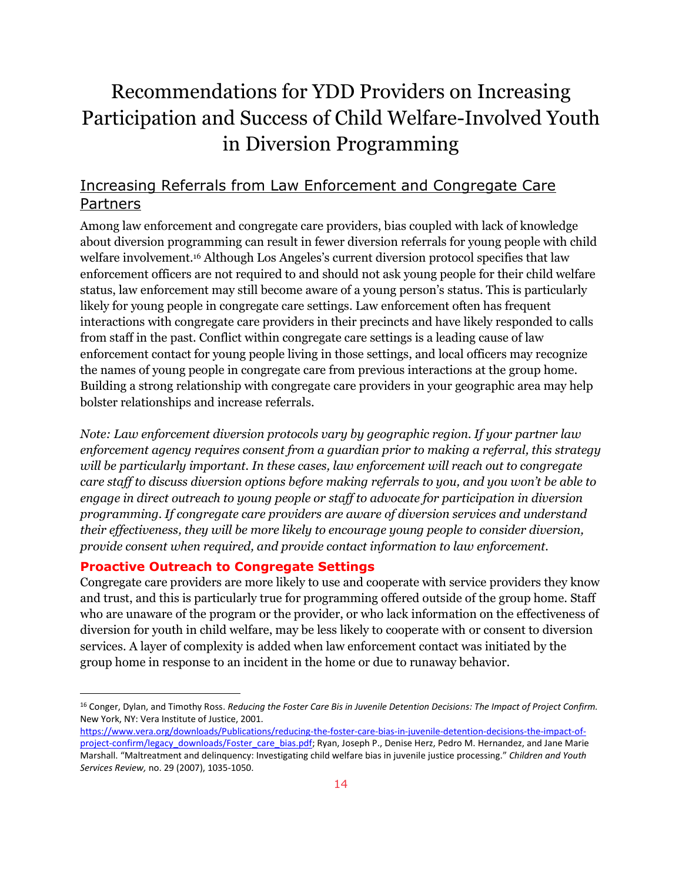# Recommendations for YDD Providers on Increasing Participation and Success of Child Welfare-Involved Youth in Diversion Programming

## Increasing Referrals from Law Enforcement and Congregate Care Partners

Among law enforcement and congregate care providers, bias coupled with lack of knowledge about diversion programming can result in fewer diversion referrals for young people with child welfare involvement.[16] Although Los Angeles's current diversion protocol specifies that law enforcement officers are not required to and should not ask young people for their child welfare status, law enforcement may still become aware of a young person's status. This is particularly likely for young people in congregate care settings. Law enforcement often has frequent interactions with congregate care providers in their precincts and have likely responded to calls from staff in the past. Conflict within congregate care settings is a leading cause of law enforcement contact for young people living in those settings, and local officers may recognize the names of young people in congregate care from previous interactions at the group home. Building a strong relationship with congregate care providers in your geographic area may help bolster relationships and increase referrals.

*Note: Law enforcement diversion protocols vary by geographic region. If your partner law enforcement agency requires consent from a guardian prior to making a referral, this strategy will be particularly important. In these cases, law enforcement will reach out to congregate care staff to discuss diversion options before making referrals to you, and you won't be able to engage in direct outreach to young people or staff to advocate for participation in diversion programming. If congregate care providers are aware of diversion services and understand their effectiveness, they will be more likely to encourage young people to consider diversion, provide consent when required, and provide contact information to law enforcement.*

### Proactive Outreach to Congregate Settings

Congregate care providers are more likely to use and cooperate with service providers they know and trust, and this is particularly true for programming offered outside of the group home. Staff who are unaware of the program or the provider, or who lack information on the effectiveness of diversion for youth in child welfare, may be less likely to cooperate with or consent to diversion services. A layer of complexity is added when law enforcement contact was initiated by the group home in response to an incident in the home or due to runaway behavior.

---

[16] Conger, Dylan, and Timothy Ross. *Reducing the Foster Care Bis in Juvenile Detention Decisions: The Impact of Project Confirm.* New York, NY: Vera Institute of Justice, 2001. https://www.vera.org/downloads/Publications/reducing-the-foster-care-bias-in-juvenile-detention-decisions-the-impact-of-project-confirm/legacy_downloads/Foster_care_bias.pdf; Ryan, Joseph P., Denise Herz, Pedro M. Hernandez, and Jane Marie Marshall. "Maltreatment and delinquency: Investigating child welfare bias in juvenile justice processing." *Children and Youth Services Review,* no. 29 (2007), 1035-1050.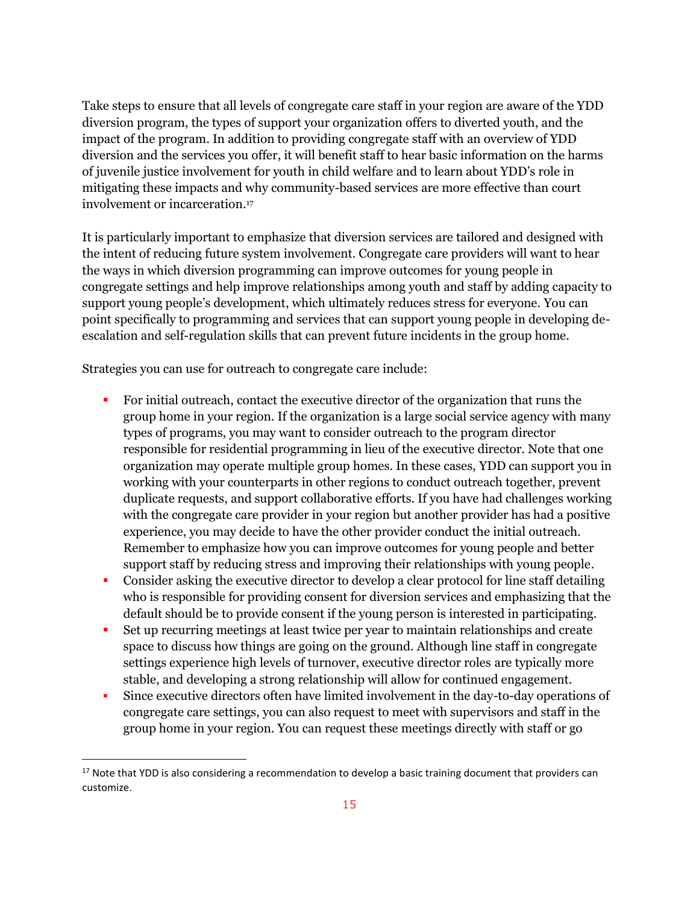Take steps to ensure that all levels of congregate care staff in your region are aware of the YDD diversion program, the types of support your organization offers to diverted youth, and the impact of the program. In addition to providing congregate staff with an overview of YDD diversion and the services you offer, it will benefit staff to hear basic information on the harms of juvenile justice involvement for youth in child welfare and to learn about YDD's role in mitigating these impacts and why community-based services are more effective than court involvement or incarceration.[17]

It is particularly important to emphasize that diversion services are tailored and designed with the intent of reducing future system involvement. Congregate care providers will want to hear the ways in which diversion programming can improve outcomes for young people in congregate settings and help improve relationships among youth and staff by adding capacity to support young people's development, which ultimately reduces stress for everyone. You can point specifically to programming and services that can support young people in developing de-escalation and self-regulation skills that can prevent future incidents in the group home.

Strategies you can use for outreach to congregate care include:

- For initial outreach, contact the executive director of the organization that runs the group home in your region. If the organization is a large social service agency with many types of programs, you may want to consider outreach to the program director responsible for residential programming in lieu of the executive director. Note that one organization may operate multiple group homes. In these cases, YDD can support you in working with your counterparts in other regions to conduct outreach together, prevent duplicate requests, and support collaborative efforts. If you have had challenges working with the congregate care provider in your region but another provider has had a positive experience, you may decide to have the other provider conduct the initial outreach. Remember to emphasize how you can improve outcomes for young people and better support staff by reducing stress and improving their relationships with young people.
- Consider asking the executive director to develop a clear protocol for line staff detailing who is responsible for providing consent for diversion services and emphasizing that the default should be to provide consent if the young person is interested in participating.
- Set up recurring meetings at least twice per year to maintain relationships and create space to discuss how things are going on the ground. Although line staff in congregate settings experience high levels of turnover, executive director roles are typically more stable, and developing a strong relationship will allow for continued engagement.
- Since executive directors often have limited involvement in the day-to-day operations of congregate care settings, you can also request to meet with supervisors and staff in the group home in your region. You can request these meetings directly with staff or go

[17] Note that YDD is also considering a recommendation to develop a basic training document that providers can customize.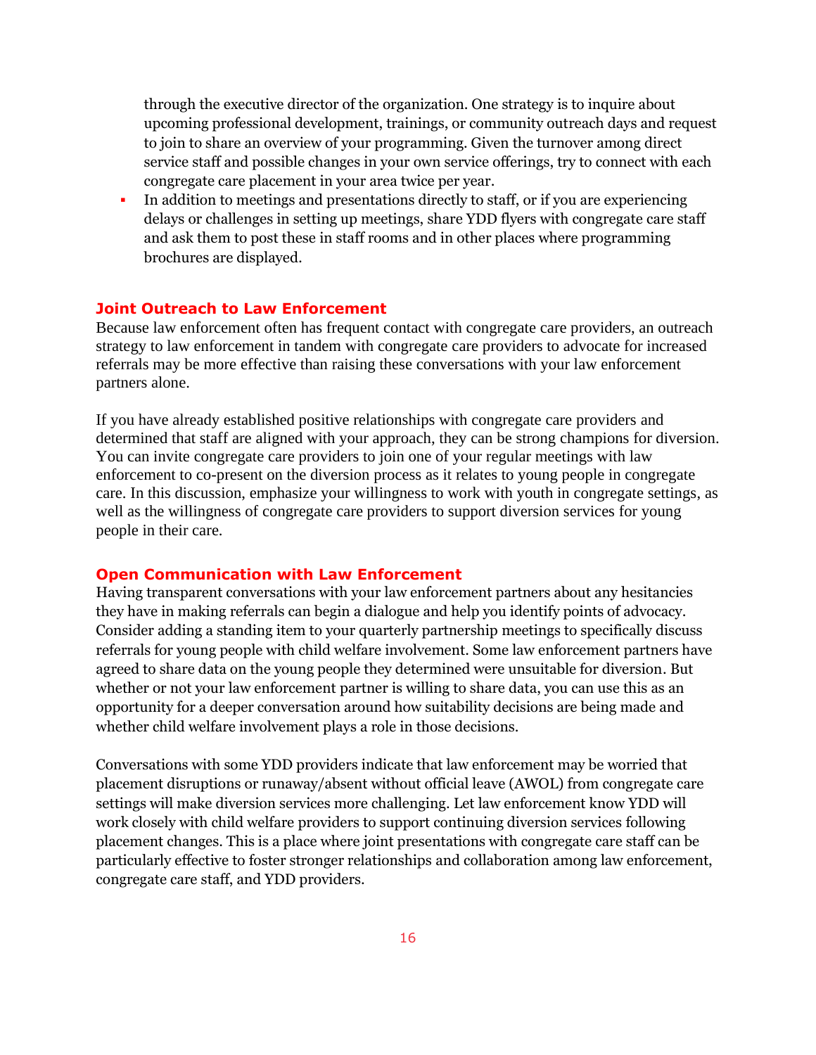through the executive director of the organization. One strategy is to inquire about upcoming professional development, trainings, or community outreach days and request to join to share an overview of your programming. Given the turnover among direct service staff and possible changes in your own service offerings, try to connect with each congregate care placement in your area twice per year.

- In addition to meetings and presentations directly to staff, or if you are experiencing delays or challenges in setting up meetings, share YDD flyers with congregate care staff and ask them to post these in staff rooms and in other places where programming brochures are displayed.

### Joint Outreach to Law Enforcement

Because law enforcement often has frequent contact with congregate care providers, an outreach strategy to law enforcement in tandem with congregate care providers to advocate for increased referrals may be more effective than raising these conversations with your law enforcement partners alone.

If you have already established positive relationships with congregate care providers and determined that staff are aligned with your approach, they can be strong champions for diversion. You can invite congregate care providers to join one of your regular meetings with law enforcement to co-present on the diversion process as it relates to young people in congregate care. In this discussion, emphasize your willingness to work with youth in congregate settings, as well as the willingness of congregate care providers to support diversion services for young people in their care.

### Open Communication with Law Enforcement

Having transparent conversations with your law enforcement partners about any hesitancies they have in making referrals can begin a dialogue and help you identify points of advocacy. Consider adding a standing item to your quarterly partnership meetings to specifically discuss referrals for young people with child welfare involvement. Some law enforcement partners have agreed to share data on the young people they determined were unsuitable for diversion. But whether or not your law enforcement partner is willing to share data, you can use this as an opportunity for a deeper conversation around how suitability decisions are being made and whether child welfare involvement plays a role in those decisions.

Conversations with some YDD providers indicate that law enforcement may be worried that placement disruptions or runaway/absent without official leave (AWOL) from congregate care settings will make diversion services more challenging. Let law enforcement know YDD will work closely with child welfare providers to support continuing diversion services following placement changes. This is a place where joint presentations with congregate care staff can be particularly effective to foster stronger relationships and collaboration among law enforcement, congregate care staff, and YDD providers.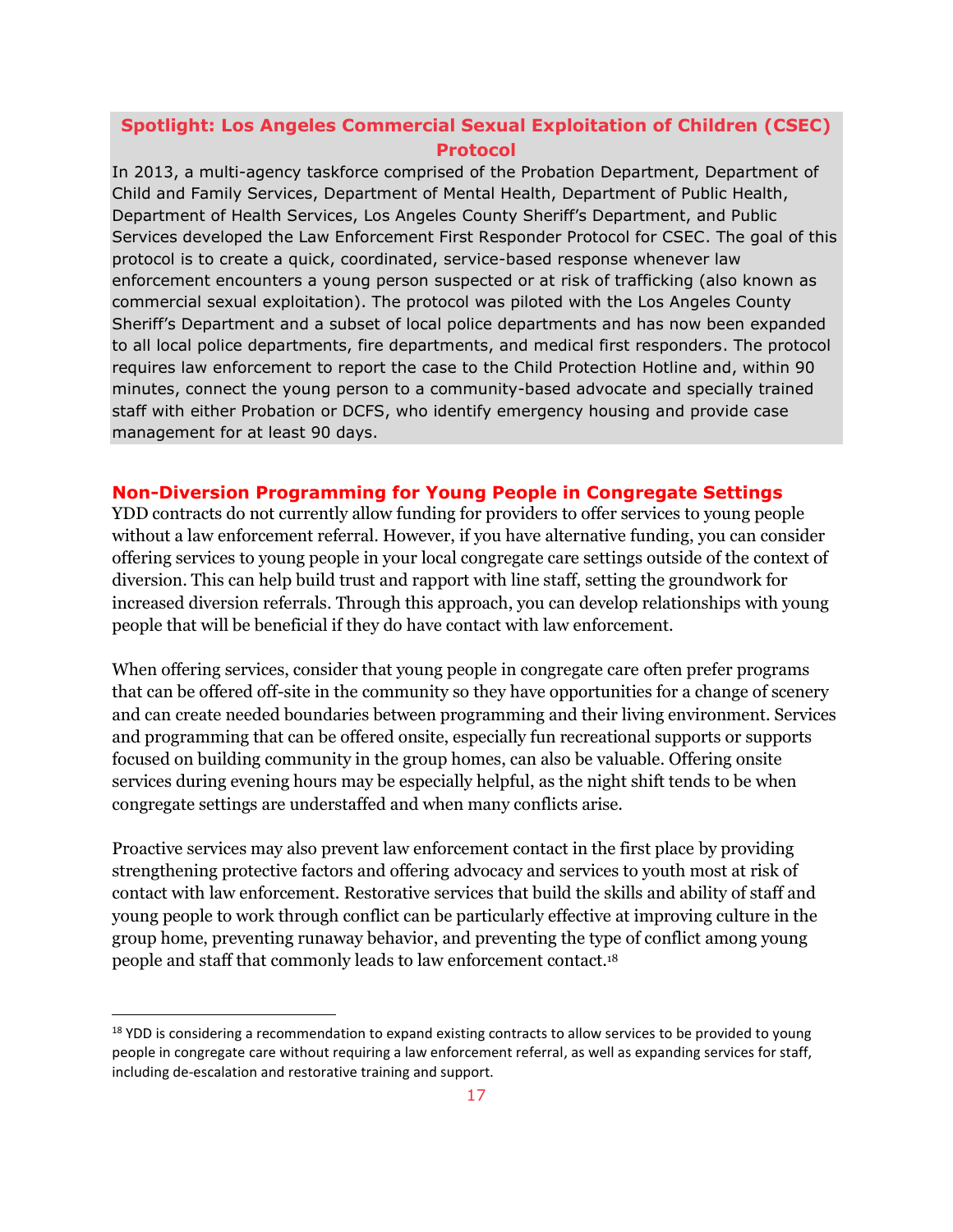### Spotlight: Los Angeles Commercial Sexual Exploitation of Children (CSEC) Protocol

In 2013, a multi-agency taskforce comprised of the Probation Department, Department of Child and Family Services, Department of Mental Health, Department of Public Health, Department of Health Services, Los Angeles County Sheriff's Department, and Public Services developed the Law Enforcement First Responder Protocol for CSEC. The goal of this protocol is to create a quick, coordinated, service-based response whenever law enforcement encounters a young person suspected or at risk of trafficking (also known as commercial sexual exploitation). The protocol was piloted with the Los Angeles County Sheriff's Department and a subset of local police departments and has now been expanded to all local police departments, fire departments, and medical first responders. The protocol requires law enforcement to report the case to the Child Protection Hotline and, within 90 minutes, connect the young person to a community-based advocate and specially trained staff with either Probation or DCFS, who identify emergency housing and provide case management for at least 90 days.

## Non-Diversion Programming for Young People in Congregate Settings

YDD contracts do not currently allow funding for providers to offer services to young people without a law enforcement referral. However, if you have alternative funding, you can consider offering services to young people in your local congregate care settings outside of the context of diversion. This can help build trust and rapport with line staff, setting the groundwork for increased diversion referrals. Through this approach, you can develop relationships with young people that will be beneficial if they do have contact with law enforcement.

When offering services, consider that young people in congregate care often prefer programs that can be offered off-site in the community so they have opportunities for a change of scenery and can create needed boundaries between programming and their living environment. Services and programming that can be offered onsite, especially fun recreational supports or supports focused on building community in the group homes, can also be valuable. Offering onsite services during evening hours may be especially helpful, as the night shift tends to be when congregate settings are understaffed and when many conflicts arise.

Proactive services may also prevent law enforcement contact in the first place by providing strengthening protective factors and offering advocacy and services to youth most at risk of contact with law enforcement. Restorative services that build the skills and ability of staff and young people to work through conflict can be particularly effective at improving culture in the group home, preventing runaway behavior, and preventing the type of conflict among young people and staff that commonly leads to law enforcement contact.[18]

[18] YDD is considering a recommendation to expand existing contracts to allow services to be provided to young people in congregate care without requiring a law enforcement referral, as well as expanding services for staff, including de-escalation and restorative training and support.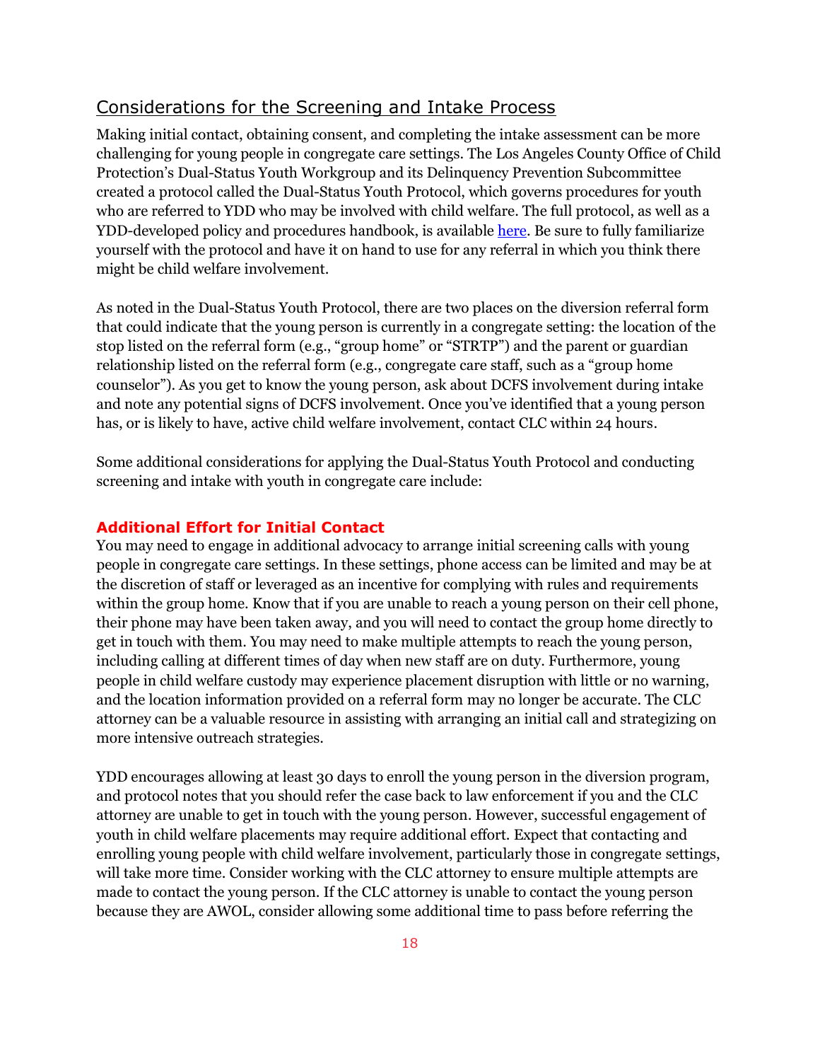## Considerations for the Screening and Intake Process

Making initial contact, obtaining consent, and completing the intake assessment can be more challenging for young people in congregate care settings. The Los Angeles County Office of Child Protection's Dual-Status Youth Workgroup and its Delinquency Prevention Subcommittee created a protocol called the Dual-Status Youth Protocol, which governs procedures for youth who are referred to YDD who may be involved with child welfare. The full protocol, as well as a YDD-developed policy and procedures handbook, is available [here](). Be sure to fully familiarize yourself with the protocol and have it on hand to use for any referral in which you think there might be child welfare involvement.

As noted in the Dual-Status Youth Protocol, there are two places on the diversion referral form that could indicate that the young person is currently in a congregate setting: the location of the stop listed on the referral form (e.g., "group home" or "STRTP") and the parent or guardian relationship listed on the referral form (e.g., congregate care staff, such as a "group home counselor"). As you get to know the young person, ask about DCFS involvement during intake and note any potential signs of DCFS involvement. Once you've identified that a young person has, or is likely to have, active child welfare involvement, contact CLC within 24 hours.

Some additional considerations for applying the Dual-Status Youth Protocol and conducting screening and intake with youth in congregate care include:

### Additional Effort for Initial Contact

You may need to engage in additional advocacy to arrange initial screening calls with young people in congregate care settings. In these settings, phone access can be limited and may be at the discretion of staff or leveraged as an incentive for complying with rules and requirements within the group home. Know that if you are unable to reach a young person on their cell phone, their phone may have been taken away, and you will need to contact the group home directly to get in touch with them. You may need to make multiple attempts to reach the young person, including calling at different times of day when new staff are on duty. Furthermore, young people in child welfare custody may experience placement disruption with little or no warning, and the location information provided on a referral form may no longer be accurate. The CLC attorney can be a valuable resource in assisting with arranging an initial call and strategizing on more intensive outreach strategies.

YDD encourages allowing at least 30 days to enroll the young person in the diversion program, and protocol notes that you should refer the case back to law enforcement if you and the CLC attorney are unable to get in touch with the young person. However, successful engagement of youth in child welfare placements may require additional effort. Expect that contacting and enrolling young people with child welfare involvement, particularly those in congregate settings, will take more time. Consider working with the CLC attorney to ensure multiple attempts are made to contact the young person. If the CLC attorney is unable to contact the young person because they are AWOL, consider allowing some additional time to pass before referring the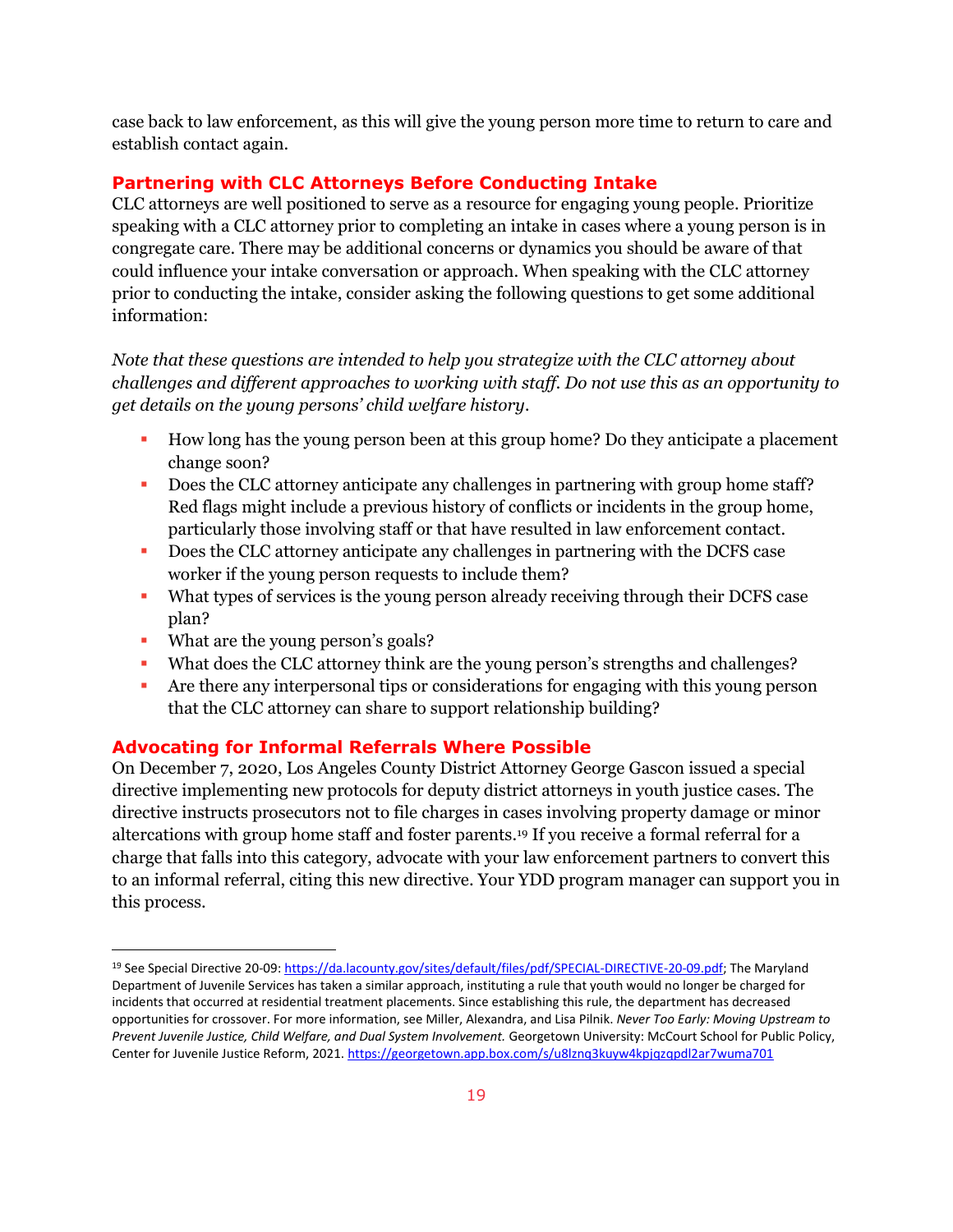case back to law enforcement, as this will give the young person more time to return to care and establish contact again.

## Partnering with CLC Attorneys Before Conducting Intake

CLC attorneys are well positioned to serve as a resource for engaging young people. Prioritize speaking with a CLC attorney prior to completing an intake in cases where a young person is in congregate care. There may be additional concerns or dynamics you should be aware of that could influence your intake conversation or approach. When speaking with the CLC attorney prior to conducting the intake, consider asking the following questions to get some additional information:

*Note that these questions are intended to help you strategize with the CLC attorney about challenges and different approaches to working with staff. Do not use this as an opportunity to get details on the young persons' child welfare history.*

- How long has the young person been at this group home? Do they anticipate a placement change soon?
- Does the CLC attorney anticipate any challenges in partnering with group home staff? Red flags might include a previous history of conflicts or incidents in the group home, particularly those involving staff or that have resulted in law enforcement contact.
- Does the CLC attorney anticipate any challenges in partnering with the DCFS case worker if the young person requests to include them?
- What types of services is the young person already receiving through their DCFS case plan?
- What are the young person's goals?
- What does the CLC attorney think are the young person's strengths and challenges?
- Are there any interpersonal tips or considerations for engaging with this young person that the CLC attorney can share to support relationship building?

## Advocating for Informal Referrals Where Possible

On December 7, 2020, Los Angeles County District Attorney George Gascon issued a special directive implementing new protocols for deputy district attorneys in youth justice cases. The directive instructs prosecutors not to file charges in cases involving property damage or minor altercations with group home staff and foster parents.[19] If you receive a formal referral for a charge that falls into this category, advocate with your law enforcement partners to convert this to an informal referral, citing this new directive. Your YDD program manager can support you in this process.

---

[19] See Special Directive 20-09: https://da.lacounty.gov/sites/default/files/pdf/SPECIAL-DIRECTIVE-20-09.pdf; The Maryland Department of Juvenile Services has taken a similar approach, instituting a rule that youth would no longer be charged for incidents that occurred at residential treatment placements. Since establishing this rule, the department has decreased opportunities for crossover. For more information, see Miller, Alexandra, and Lisa Pilnik. *Never Too Early: Moving Upstream to Prevent Juvenile Justice, Child Welfare, and Dual System Involvement.* Georgetown University: McCourt School for Public Policy, Center for Juvenile Justice Reform, 2021. https://georgetown.app.box.com/s/u8lznq3kuyw4kpjqzqpdl2ar7wuma701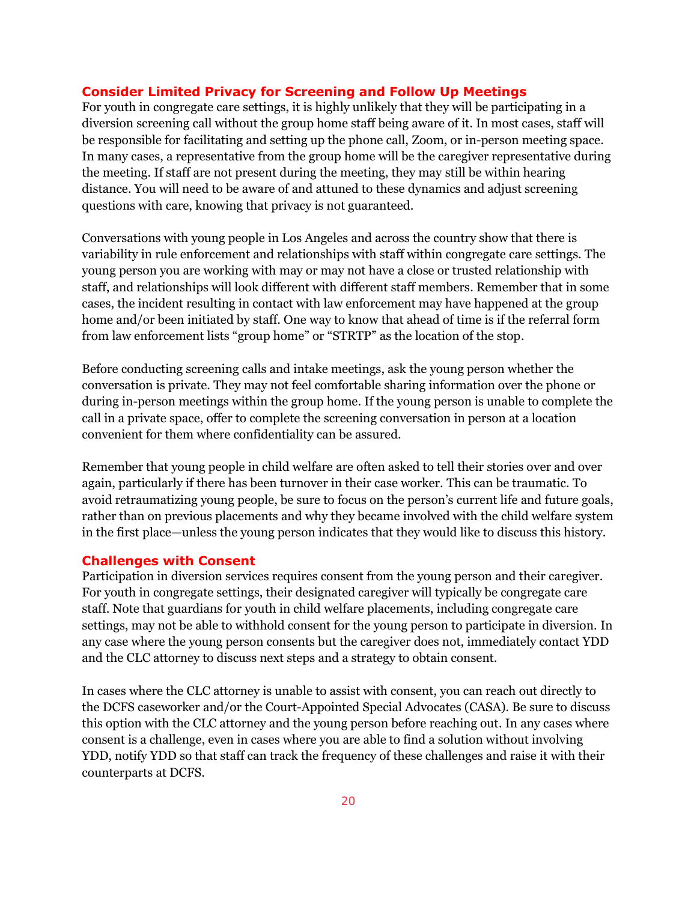### Consider Limited Privacy for Screening and Follow Up Meetings

For youth in congregate care settings, it is highly unlikely that they will be participating in a diversion screening call without the group home staff being aware of it. In most cases, staff will be responsible for facilitating and setting up the phone call, Zoom, or in-person meeting space. In many cases, a representative from the group home will be the caregiver representative during the meeting. If staff are not present during the meeting, they may still be within hearing distance. You will need to be aware of and attuned to these dynamics and adjust screening questions with care, knowing that privacy is not guaranteed.

Conversations with young people in Los Angeles and across the country show that there is variability in rule enforcement and relationships with staff within congregate care settings. The young person you are working with may or may not have a close or trusted relationship with staff, and relationships will look different with different staff members. Remember that in some cases, the incident resulting in contact with law enforcement may have happened at the group home and/or been initiated by staff. One way to know that ahead of time is if the referral form from law enforcement lists "group home" or "STRTP" as the location of the stop.

Before conducting screening calls and intake meetings, ask the young person whether the conversation is private. They may not feel comfortable sharing information over the phone or during in-person meetings within the group home. If the young person is unable to complete the call in a private space, offer to complete the screening conversation in person at a location convenient for them where confidentiality can be assured.

Remember that young people in child welfare are often asked to tell their stories over and over again, particularly if there has been turnover in their case worker. This can be traumatic. To avoid retraumatizing young people, be sure to focus on the person's current life and future goals, rather than on previous placements and why they became involved with the child welfare system in the first place—unless the young person indicates that they would like to discuss this history.

### Challenges with Consent

Participation in diversion services requires consent from the young person and their caregiver. For youth in congregate settings, their designated caregiver will typically be congregate care staff. Note that guardians for youth in child welfare placements, including congregate care settings, may not be able to withhold consent for the young person to participate in diversion. In any case where the young person consents but the caregiver does not, immediately contact YDD and the CLC attorney to discuss next steps and a strategy to obtain consent.

In cases where the CLC attorney is unable to assist with consent, you can reach out directly to the DCFS caseworker and/or the Court-Appointed Special Advocates (CASA). Be sure to discuss this option with the CLC attorney and the young person before reaching out. In any cases where consent is a challenge, even in cases where you are able to find a solution without involving YDD, notify YDD so that staff can track the frequency of these challenges and raise it with their counterparts at DCFS.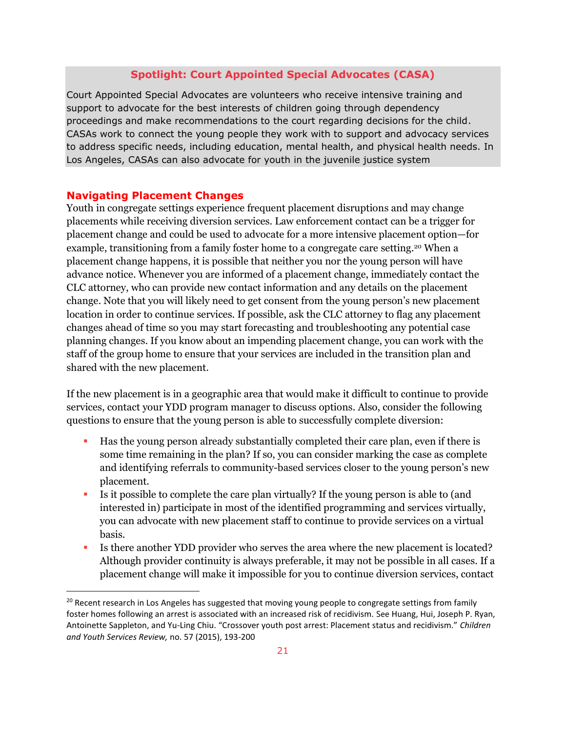## Spotlight: Court Appointed Special Advocates (CASA)

Court Appointed Special Advocates are volunteers who receive intensive training and support to advocate for the best interests of children going through dependency proceedings and make recommendations to the court regarding decisions for the child. CASAs work to connect the young people they work with to support and advocacy services to address specific needs, including education, mental health, and physical health needs. In Los Angeles, CASAs can also advocate for youth in the juvenile justice system

### Navigating Placement Changes

Youth in congregate settings experience frequent placement disruptions and may change placements while receiving diversion services. Law enforcement contact can be a trigger for placement change and could be used to advocate for a more intensive placement option—for example, transitioning from a family foster home to a congregate care setting.[20] When a placement change happens, it is possible that neither you nor the young person will have advance notice. Whenever you are informed of a placement change, immediately contact the CLC attorney, who can provide new contact information and any details on the placement change. Note that you will likely need to get consent from the young person's new placement location in order to continue services. If possible, ask the CLC attorney to flag any placement changes ahead of time so you may start forecasting and troubleshooting any potential case planning changes. If you know about an impending placement change, you can work with the staff of the group home to ensure that your services are included in the transition plan and shared with the new placement.

If the new placement is in a geographic area that would make it difficult to continue to provide services, contact your YDD program manager to discuss options. Also, consider the following questions to ensure that the young person is able to successfully complete diversion:

- Has the young person already substantially completed their care plan, even if there is some time remaining in the plan? If so, you can consider marking the case as complete and identifying referrals to community-based services closer to the young person's new placement.
- Is it possible to complete the care plan virtually? If the young person is able to (and interested in) participate in most of the identified programming and services virtually, you can advocate with new placement staff to continue to provide services on a virtual basis.
- Is there another YDD provider who serves the area where the new placement is located? Although provider continuity is always preferable, it may not be possible in all cases. If a placement change will make it impossible for you to continue diversion services, contact

---

[20] Recent research in Los Angeles has suggested that moving young people to congregate settings from family foster homes following an arrest is associated with an increased risk of recidivism. See Huang, Hui, Joseph P. Ryan, Antoinette Sappleton, and Yu-Ling Chiu. "Crossover youth post arrest: Placement status and recidivism." *Children and Youth Services Review,* no. 57 (2015), 193-200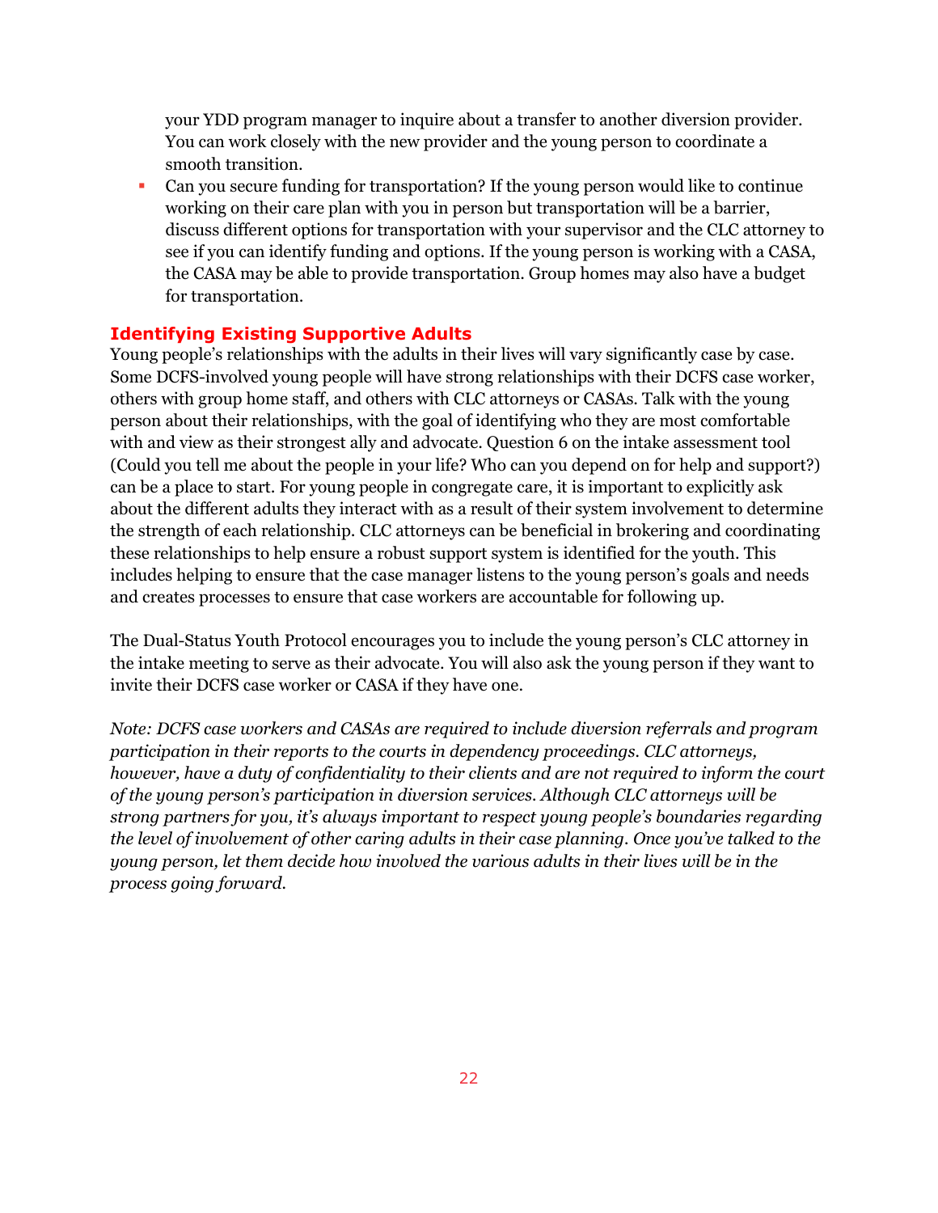your YDD program manager to inquire about a transfer to another diversion provider. You can work closely with the new provider and the young person to coordinate a smooth transition.

- Can you secure funding for transportation? If the young person would like to continue working on their care plan with you in person but transportation will be a barrier, discuss different options for transportation with your supervisor and the CLC attorney to see if you can identify funding and options. If the young person is working with a CASA, the CASA may be able to provide transportation. Group homes may also have a budget for transportation.

## Identifying Existing Supportive Adults

Young people's relationships with the adults in their lives will vary significantly case by case. Some DCFS-involved young people will have strong relationships with their DCFS case worker, others with group home staff, and others with CLC attorneys or CASAs. Talk with the young person about their relationships, with the goal of identifying who they are most comfortable with and view as their strongest ally and advocate. Question 6 on the intake assessment tool (Could you tell me about the people in your life? Who can you depend on for help and support?) can be a place to start. For young people in congregate care, it is important to explicitly ask about the different adults they interact with as a result of their system involvement to determine the strength of each relationship. CLC attorneys can be beneficial in brokering and coordinating these relationships to help ensure a robust support system is identified for the youth. This includes helping to ensure that the case manager listens to the young person's goals and needs and creates processes to ensure that case workers are accountable for following up.

The Dual-Status Youth Protocol encourages you to include the young person's CLC attorney in the intake meeting to serve as their advocate. You will also ask the young person if they want to invite their DCFS case worker or CASA if they have one.

*Note: DCFS case workers and CASAs are required to include diversion referrals and program participation in their reports to the courts in dependency proceedings. CLC attorneys, however, have a duty of confidentiality to their clients and are not required to inform the court of the young person's participation in diversion services. Although CLC attorneys will be strong partners for you, it's always important to respect young people's boundaries regarding the level of involvement of other caring adults in their case planning. Once you've talked to the young person, let them decide how involved the various adults in their lives will be in the process going forward.*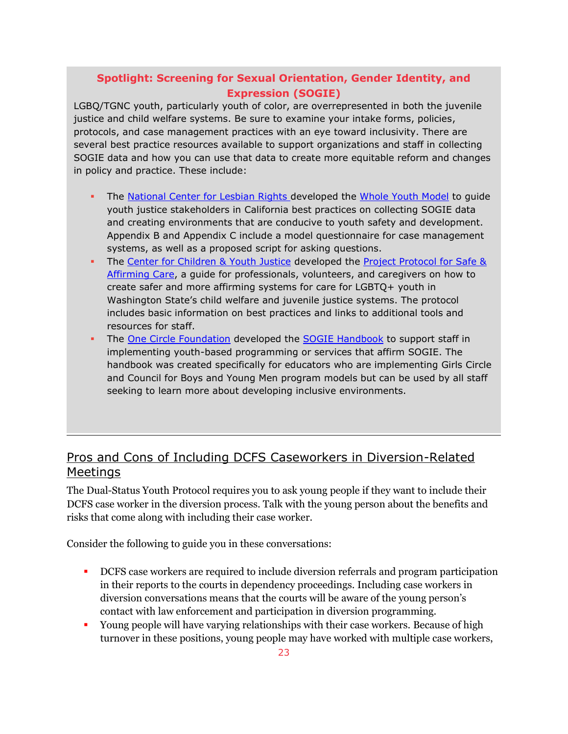### Spotlight: Screening for Sexual Orientation, Gender Identity, and Expression (SOGIE)

LGBQ/TGNC youth, particularly youth of color, are overrepresented in both the juvenile justice and child welfare systems. Be sure to examine your intake forms, policies, protocols, and case management practices with an eye toward inclusivity. There are several best practice resources available to support organizations and staff in collecting SOGIE data and how you can use that data to create more equitable reform and changes in policy and practice. These include:

- The National Center for Lesbian Rights developed the Whole Youth Model to guide youth justice stakeholders in California best practices on collecting SOGIE data and creating environments that are conducive to youth safety and development. Appendix B and Appendix C include a model questionnaire for case management systems, as well as a proposed script for asking questions.
- The Center for Children & Youth Justice developed the Project Protocol for Safe & Affirming Care, a guide for professionals, volunteers, and caregivers on how to create safer and more affirming systems for care for LGBTQ+ youth in Washington State's child welfare and juvenile justice systems. The protocol includes basic information on best practices and links to additional tools and resources for staff.
- The One Circle Foundation developed the SOGIE Handbook to support staff in implementing youth-based programming or services that affirm SOGIE. The handbook was created specifically for educators who are implementing Girls Circle and Council for Boys and Young Men program models but can be used by all staff seeking to learn more about developing inclusive environments.

## Pros and Cons of Including DCFS Caseworkers in Diversion-Related Meetings

The Dual-Status Youth Protocol requires you to ask young people if they want to include their DCFS case worker in the diversion process. Talk with the young person about the benefits and risks that come along with including their case worker.

Consider the following to guide you in these conversations:

- DCFS case workers are required to include diversion referrals and program participation in their reports to the courts in dependency proceedings. Including case workers in diversion conversations means that the courts will be aware of the young person's contact with law enforcement and participation in diversion programming.
- Young people will have varying relationships with their case workers. Because of high turnover in these positions, young people may have worked with multiple case workers,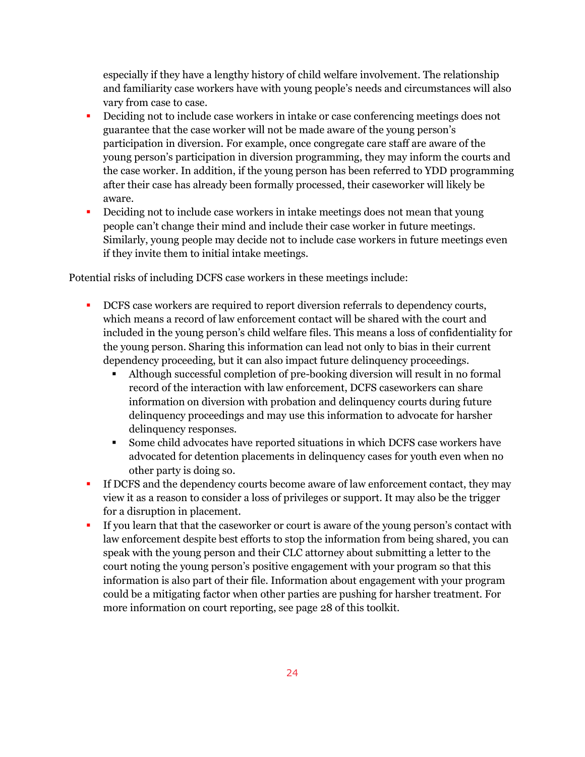especially if they have a lengthy history of child welfare involvement. The relationship and familiarity case workers have with young people's needs and circumstances will also vary from case to case.

- Deciding not to include case workers in intake or case conferencing meetings does not guarantee that the case worker will not be made aware of the young person's participation in diversion. For example, once congregate care staff are aware of the young person's participation in diversion programming, they may inform the courts and the case worker. In addition, if the young person has been referred to YDD programming after their case has already been formally processed, their caseworker will likely be aware.
- Deciding not to include case workers in intake meetings does not mean that young people can't change their mind and include their case worker in future meetings. Similarly, young people may decide not to include case workers in future meetings even if they invite them to initial intake meetings.

Potential risks of including DCFS case workers in these meetings include:

- DCFS case workers are required to report diversion referrals to dependency courts, which means a record of law enforcement contact will be shared with the court and included in the young person's child welfare files. This means a loss of confidentiality for the young person. Sharing this information can lead not only to bias in their current dependency proceeding, but it can also impact future delinquency proceedings.
  - Although successful completion of pre-booking diversion will result in no formal record of the interaction with law enforcement, DCFS caseworkers can share information on diversion with probation and delinquency courts during future delinquency proceedings and may use this information to advocate for harsher delinquency responses.
  - Some child advocates have reported situations in which DCFS case workers have advocated for detention placements in delinquency cases for youth even when no other party is doing so.
- If DCFS and the dependency courts become aware of law enforcement contact, they may view it as a reason to consider a loss of privileges or support. It may also be the trigger for a disruption in placement.
- If you learn that that the caseworker or court is aware of the young person's contact with law enforcement despite best efforts to stop the information from being shared, you can speak with the young person and their CLC attorney about submitting a letter to the court noting the young person's positive engagement with your program so that this information is also part of their file. Information about engagement with your program could be a mitigating factor when other parties are pushing for harsher treatment. For more information on court reporting, see page 28 of this toolkit.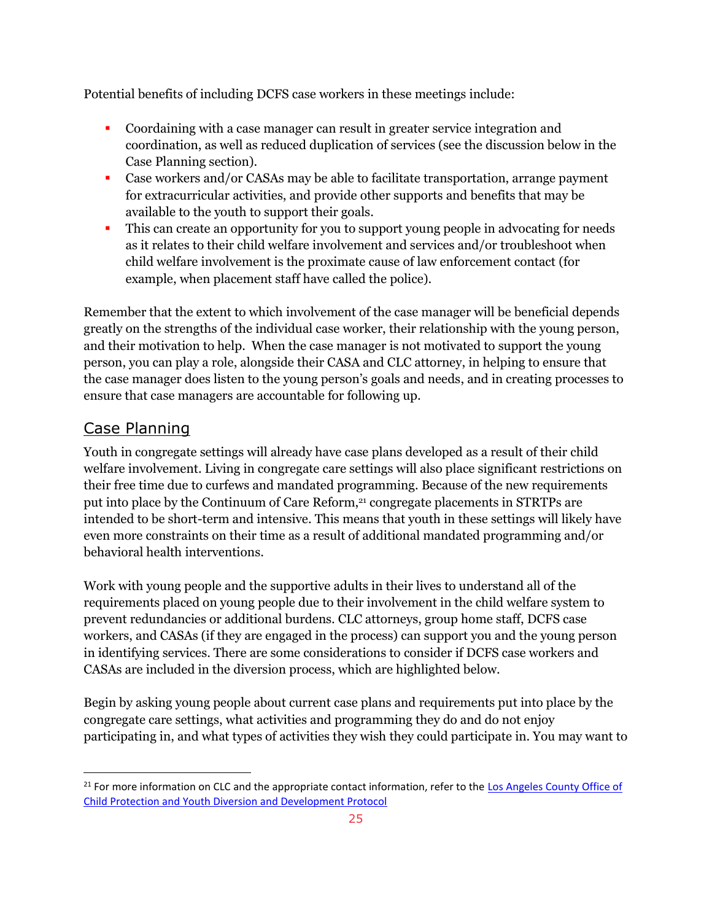Potential benefits of including DCFS case workers in these meetings include:

- Coordaining with a case manager can result in greater service integration and coordination, as well as reduced duplication of services (see the discussion below in the Case Planning section).
- Case workers and/or CASAs may be able to facilitate transportation, arrange payment for extracurricular activities, and provide other supports and benefits that may be available to the youth to support their goals.
- This can create an opportunity for you to support young people in advocating for needs as it relates to their child welfare involvement and services and/or troubleshoot when child welfare involvement is the proximate cause of law enforcement contact (for example, when placement staff have called the police).

Remember that the extent to which involvement of the case manager will be beneficial depends greatly on the strengths of the individual case worker, their relationship with the young person, and their motivation to help. When the case manager is not motivated to support the young person, you can play a role, alongside their CASA and CLC attorney, in helping to ensure that the case manager does listen to the young person's goals and needs, and in creating processes to ensure that case managers are accountable for following up.

## Case Planning

Youth in congregate settings will already have case plans developed as a result of their child welfare involvement. Living in congregate care settings will also place significant restrictions on their free time due to curfews and mandated programming. Because of the new requirements put into place by the Continuum of Care Reform,[21] congregate placements in STRTPs are intended to be short-term and intensive. This means that youth in these settings will likely have even more constraints on their time as a result of additional mandated programming and/or behavioral health interventions.

Work with young people and the supportive adults in their lives to understand all of the requirements placed on young people due to their involvement in the child welfare system to prevent redundancies or additional burdens. CLC attorneys, group home staff, DCFS case workers, and CASAs (if they are engaged in the process) can support you and the young person in identifying services. There are some considerations to consider if DCFS case workers and CASAs are included in the diversion process, which are highlighted below.

Begin by asking young people about current case plans and requirements put into place by the congregate care settings, what activities and programming they do and do not enjoy participating in, and what types of activities they wish they could participate in. You may want to

---

[21] For more information on CLC and the appropriate contact information, refer to the Los Angeles County Office of Child Protection and Youth Diversion and Development Protocol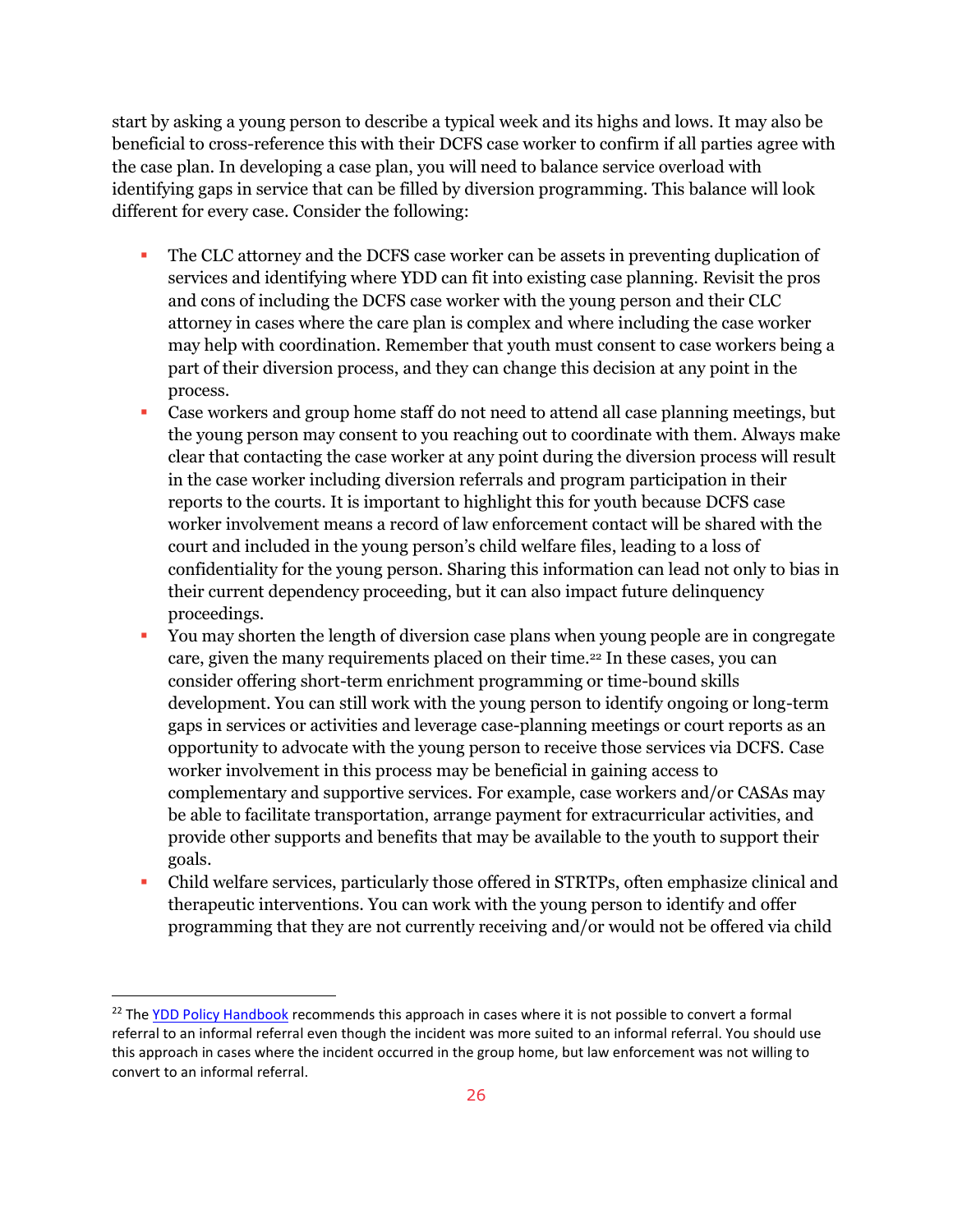start by asking a young person to describe a typical week and its highs and lows. It may also be beneficial to cross-reference this with their DCFS case worker to confirm if all parties agree with the case plan. In developing a case plan, you will need to balance service overload with identifying gaps in service that can be filled by diversion programming. This balance will look different for every case. Consider the following:

- The CLC attorney and the DCFS case worker can be assets in preventing duplication of services and identifying where YDD can fit into existing case planning. Revisit the pros and cons of including the DCFS case worker with the young person and their CLC attorney in cases where the care plan is complex and where including the case worker may help with coordination. Remember that youth must consent to case workers being a part of their diversion process, and they can change this decision at any point in the process.
- Case workers and group home staff do not need to attend all case planning meetings, but the young person may consent to you reaching out to coordinate with them. Always make clear that contacting the case worker at any point during the diversion process will result in the case worker including diversion referrals and program participation in their reports to the courts. It is important to highlight this for youth because DCFS case worker involvement means a record of law enforcement contact will be shared with the court and included in the young person's child welfare files, leading to a loss of confidentiality for the young person. Sharing this information can lead not only to bias in their current dependency proceeding, but it can also impact future delinquency proceedings.
- You may shorten the length of diversion case plans when young people are in congregate care, given the many requirements placed on their time.[22] In these cases, you can consider offering short-term enrichment programming or time-bound skills development. You can still work with the young person to identify ongoing or long-term gaps in services or activities and leverage case-planning meetings or court reports as an opportunity to advocate with the young person to receive those services via DCFS. Case worker involvement in this process may be beneficial in gaining access to complementary and supportive services. For example, case workers and/or CASAs may be able to facilitate transportation, arrange payment for extracurricular activities, and provide other supports and benefits that may be available to the youth to support their goals.
- Child welfare services, particularly those offered in STRTPs, often emphasize clinical and therapeutic interventions. You can work with the young person to identify and offer programming that they are not currently receiving and/or would not be offered via child

[22] The YDD Policy Handbook recommends this approach in cases where it is not possible to convert a formal referral to an informal referral even though the incident was more suited to an informal referral. You should use this approach in cases where the incident occurred in the group home, but law enforcement was not willing to convert to an informal referral.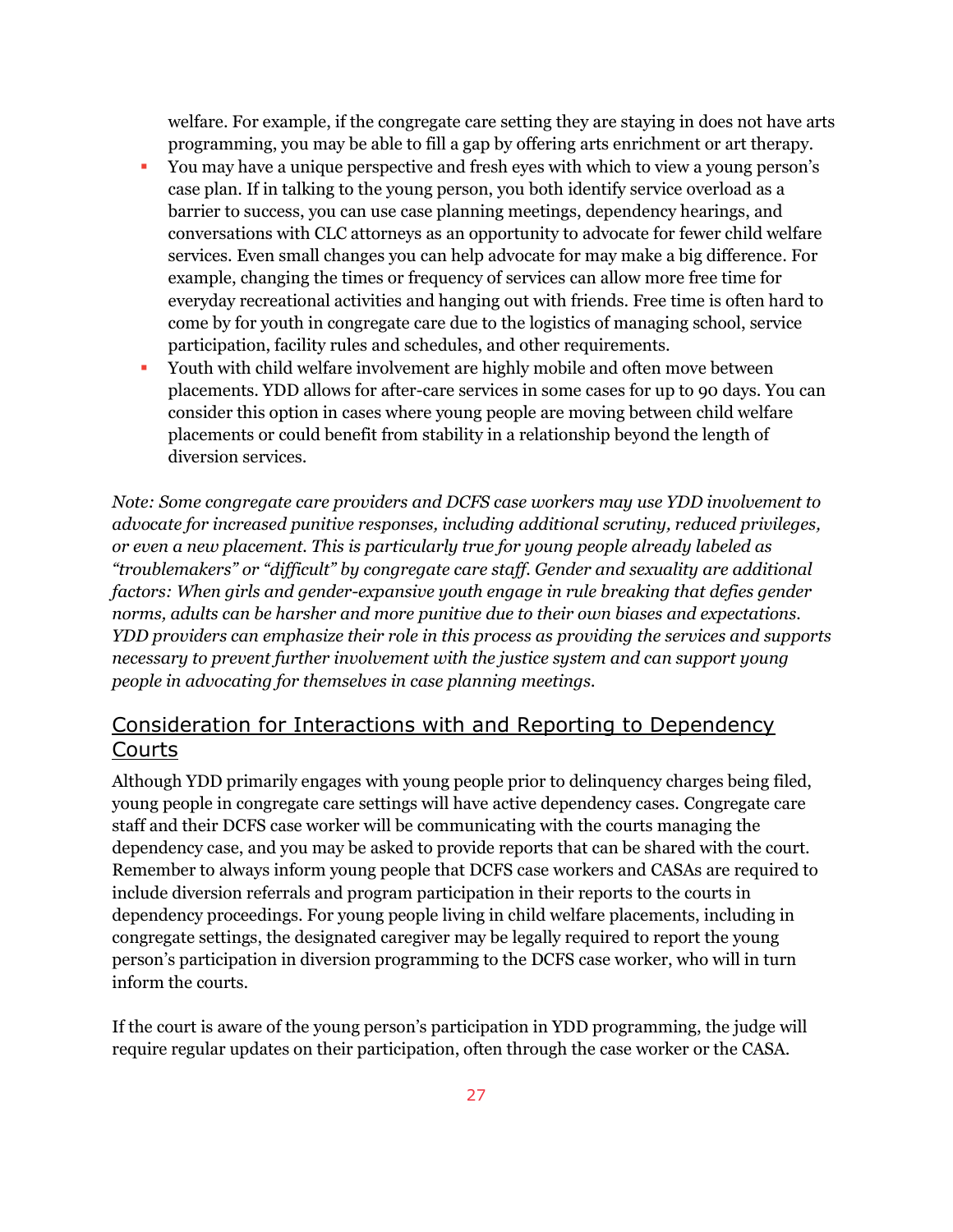welfare. For example, if the congregate care setting they are staying in does not have arts programming, you may be able to fill a gap by offering arts enrichment or art therapy.

- You may have a unique perspective and fresh eyes with which to view a young person's case plan. If in talking to the young person, you both identify service overload as a barrier to success, you can use case planning meetings, dependency hearings, and conversations with CLC attorneys as an opportunity to advocate for fewer child welfare services. Even small changes you can help advocate for may make a big difference. For example, changing the times or frequency of services can allow more free time for everyday recreational activities and hanging out with friends. Free time is often hard to come by for youth in congregate care due to the logistics of managing school, service participation, facility rules and schedules, and other requirements.
- Youth with child welfare involvement are highly mobile and often move between placements. YDD allows for after-care services in some cases for up to 90 days. You can consider this option in cases where young people are moving between child welfare placements or could benefit from stability in a relationship beyond the length of diversion services.

*Note: Some congregate care providers and DCFS case workers may use YDD involvement to advocate for increased punitive responses, including additional scrutiny, reduced privileges, or even a new placement. This is particularly true for young people already labeled as "troublemakers" or "difficult" by congregate care staff. Gender and sexuality are additional factors: When girls and gender-expansive youth engage in rule breaking that defies gender norms, adults can be harsher and more punitive due to their own biases and expectations. YDD providers can emphasize their role in this process as providing the services and supports necessary to prevent further involvement with the justice system and can support young people in advocating for themselves in case planning meetings.*

## Consideration for Interactions with and Reporting to Dependency Courts

Although YDD primarily engages with young people prior to delinquency charges being filed, young people in congregate care settings will have active dependency cases. Congregate care staff and their DCFS case worker will be communicating with the courts managing the dependency case, and you may be asked to provide reports that can be shared with the court. Remember to always inform young people that DCFS case workers and CASAs are required to include diversion referrals and program participation in their reports to the courts in dependency proceedings. For young people living in child welfare placements, including in congregate settings, the designated caregiver may be legally required to report the young person's participation in diversion programming to the DCFS case worker, who will in turn inform the courts.

If the court is aware of the young person's participation in YDD programming, the judge will require regular updates on their participation, often through the case worker or the CASA.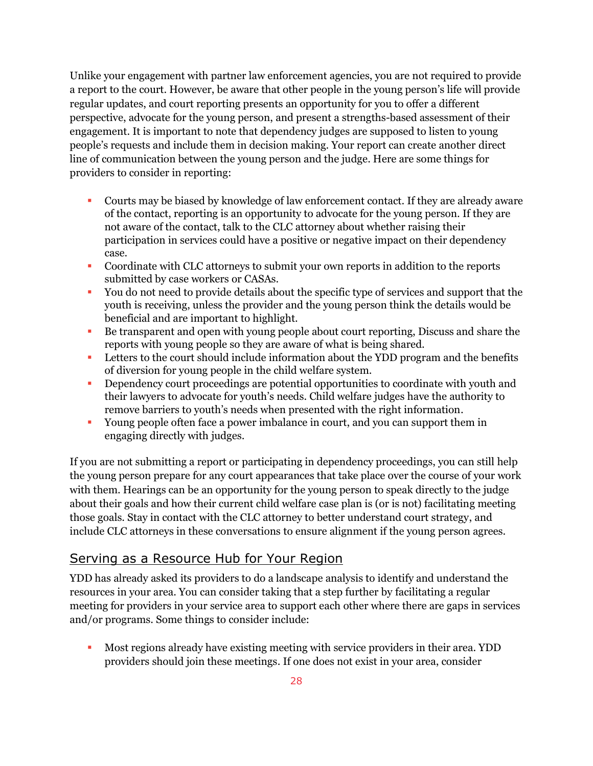Unlike your engagement with partner law enforcement agencies, you are not required to provide a report to the court. However, be aware that other people in the young person's life will provide regular updates, and court reporting presents an opportunity for you to offer a different perspective, advocate for the young person, and present a strengths-based assessment of their engagement. It is important to note that dependency judges are supposed to listen to young people's requests and include them in decision making. Your report can create another direct line of communication between the young person and the judge. Here are some things for providers to consider in reporting:

- Courts may be biased by knowledge of law enforcement contact. If they are already aware of the contact, reporting is an opportunity to advocate for the young person. If they are not aware of the contact, talk to the CLC attorney about whether raising their participation in services could have a positive or negative impact on their dependency case.
- Coordinate with CLC attorneys to submit your own reports in addition to the reports submitted by case workers or CASAs.
- You do not need to provide details about the specific type of services and support that the youth is receiving, unless the provider and the young person think the details would be beneficial and are important to highlight.
- Be transparent and open with young people about court reporting, Discuss and share the reports with young people so they are aware of what is being shared.
- Letters to the court should include information about the YDD program and the benefits of diversion for young people in the child welfare system.
- Dependency court proceedings are potential opportunities to coordinate with youth and their lawyers to advocate for youth's needs. Child welfare judges have the authority to remove barriers to youth's needs when presented with the right information.
- Young people often face a power imbalance in court, and you can support them in engaging directly with judges.

If you are not submitting a report or participating in dependency proceedings, you can still help the young person prepare for any court appearances that take place over the course of your work with them. Hearings can be an opportunity for the young person to speak directly to the judge about their goals and how their current child welfare case plan is (or is not) facilitating meeting those goals. Stay in contact with the CLC attorney to better understand court strategy, and include CLC attorneys in these conversations to ensure alignment if the young person agrees.

## Serving as a Resource Hub for Your Region

YDD has already asked its providers to do a landscape analysis to identify and understand the resources in your area. You can consider taking that a step further by facilitating a regular meeting for providers in your service area to support each other where there are gaps in services and/or programs. Some things to consider include:

- Most regions already have existing meeting with service providers in their area. YDD providers should join these meetings. If one does not exist in your area, consider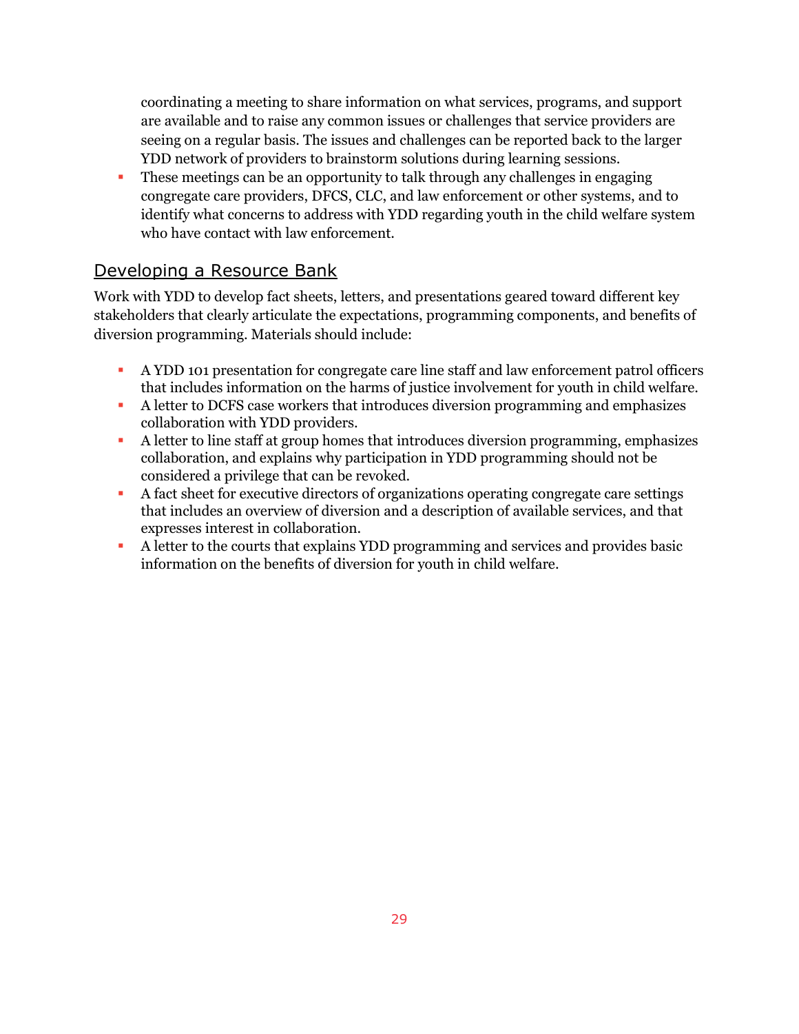coordinating a meeting to share information on what services, programs, and support are available and to raise any common issues or challenges that service providers are seeing on a regular basis. The issues and challenges can be reported back to the larger YDD network of providers to brainstorm solutions during learning sessions.

- These meetings can be an opportunity to talk through any challenges in engaging congregate care providers, DFCS, CLC, and law enforcement or other systems, and to identify what concerns to address with YDD regarding youth in the child welfare system who have contact with law enforcement.

## Developing a Resource Bank

Work with YDD to develop fact sheets, letters, and presentations geared toward different key stakeholders that clearly articulate the expectations, programming components, and benefits of diversion programming. Materials should include:

- A YDD 101 presentation for congregate care line staff and law enforcement patrol officers that includes information on the harms of justice involvement for youth in child welfare.
- A letter to DCFS case workers that introduces diversion programming and emphasizes collaboration with YDD providers.
- A letter to line staff at group homes that introduces diversion programming, emphasizes collaboration, and explains why participation in YDD programming should not be considered a privilege that can be revoked.
- A fact sheet for executive directors of organizations operating congregate care settings that includes an overview of diversion and a description of available services, and that expresses interest in collaboration.
- A letter to the courts that explains YDD programming and services and provides basic information on the benefits of diversion for youth in child welfare.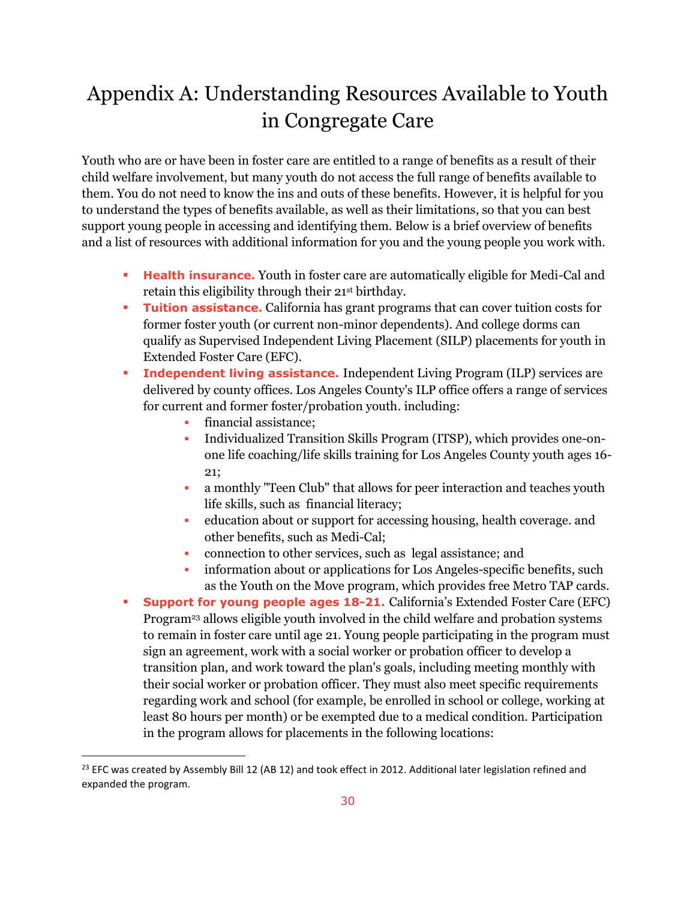# Appendix A: Understanding Resources Available to Youth in Congregate Care

Youth who are or have been in foster care are entitled to a range of benefits as a result of their child welfare involvement, but many youth do not access the full range of benefits available to them. You do not need to know the ins and outs of these benefits. However, it is helpful for you to understand the types of benefits available, as well as their limitations, so that you can best support young people in accessing and identifying them. Below is a brief overview of benefits and a list of resources with additional information for you and the young people you work with.

- **Health insurance.** Youth in foster care are automatically eligible for Medi-Cal and retain this eligibility through their 21st birthday.
- **Tuition assistance.** California has grant programs that can cover tuition costs for former foster youth (or current non-minor dependents). And college dorms can qualify as Supervised Independent Living Placement (SILP) placements for youth in Extended Foster Care (EFC).
- **Independent living assistance.** Independent Living Program (ILP) services are delivered by county offices. Los Angeles County's ILP office offers a range of services for current and former foster/probation youth. including:
  - financial assistance;
  - Individualized Transition Skills Program (ITSP), which provides one-on-one life coaching/life skills training for Los Angeles County youth ages 16-21;
  - a monthly "Teen Club" that allows for peer interaction and teaches youth life skills, such as financial literacy;
  - education about or support for accessing housing, health coverage. and other benefits, such as Medi-Cal;
  - connection to other services, such as legal assistance; and
  - information about or applications for Los Angeles-specific benefits, such as the Youth on the Move program, which provides free Metro TAP cards.
- **Support for young people ages 18-21.** California's Extended Foster Care (EFC) Program[23] allows eligible youth involved in the child welfare and probation systems to remain in foster care until age 21. Young people participating in the program must sign an agreement, work with a social worker or probation officer to develop a transition plan, and work toward the plan's goals, including meeting monthly with their social worker or probation officer. They must also meet specific requirements regarding work and school (for example, be enrolled in school or college, working at least 80 hours per month) or be exempted due to a medical condition. Participation in the program allows for placements in the following locations:

[23] EFC was created by Assembly Bill 12 (AB 12) and took effect in 2012. Additional later legislation refined and expanded the program.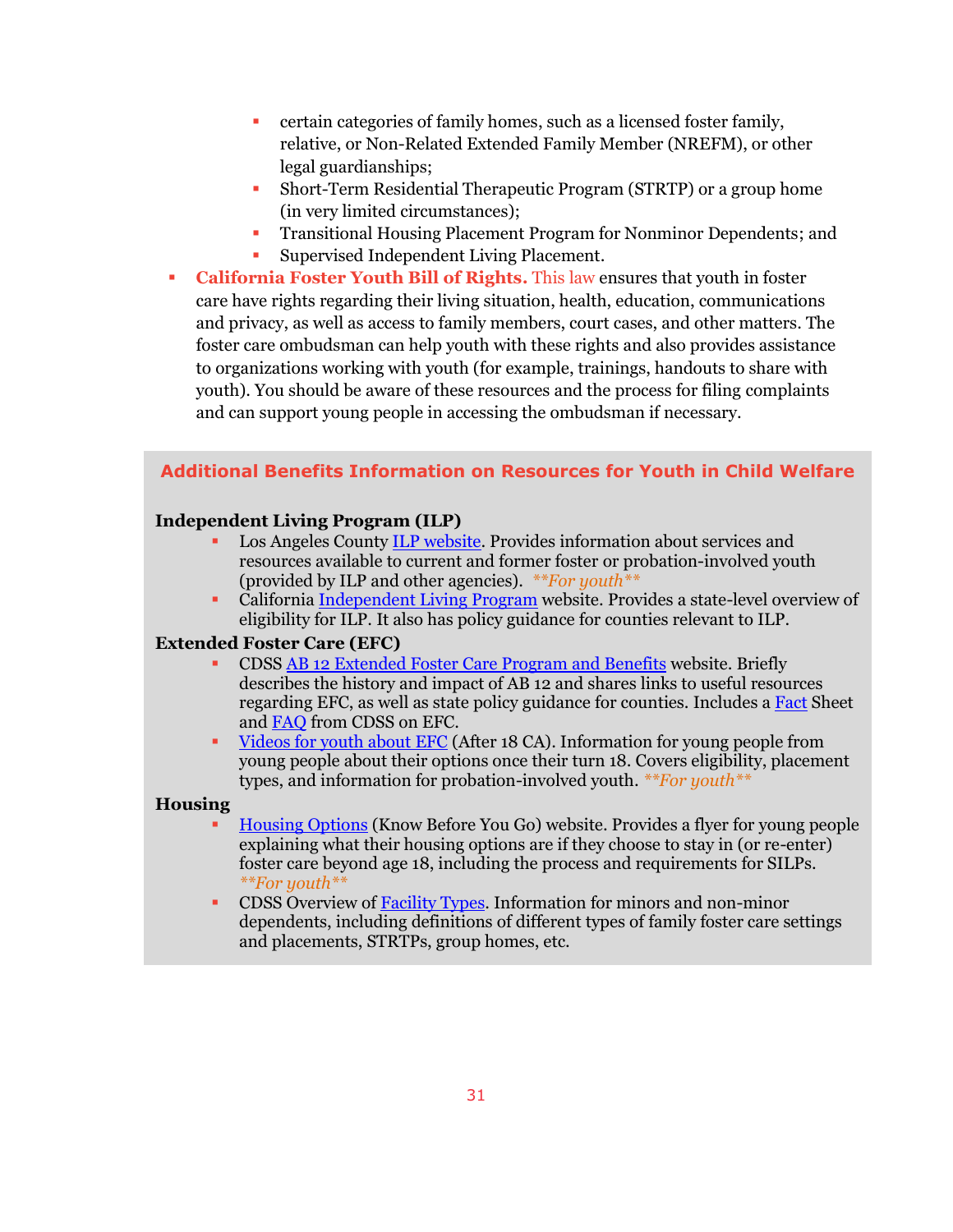- certain categories of family homes, such as a licensed foster family, relative, or Non-Related Extended Family Member (NREFM), or other legal guardianships;
    - Short-Term Residential Therapeutic Program (STRTP) or a group home (in very limited circumstances);
    - Transitional Housing Placement Program for Nonminor Dependents; and
    - Supervised Independent Living Placement.
- **California Foster Youth Bill of Rights.** This law ensures that youth in foster care have rights regarding their living situation, health, education, communications and privacy, as well as access to family members, court cases, and other matters. The foster care ombudsman can help youth with these rights and also provides assistance to organizations working with youth (for example, trainings, handouts to share with youth). You should be aware of these resources and the process for filing complaints and can support young people in accessing the ombudsman if necessary.

## Additional Benefits Information on Resources for Youth in Child Welfare

**Independent Living Program (ILP)**

- Los Angeles County ILP website. Provides information about services and resources available to current and former foster or probation-involved youth (provided by ILP and other agencies). ***For youth***
- California Independent Living Program website. Provides a state-level overview of eligibility for ILP. It also has policy guidance for counties relevant to ILP.

**Extended Foster Care (EFC)**

- CDSS AB 12 Extended Foster Care Program and Benefits website. Briefly describes the history and impact of AB 12 and shares links to useful resources regarding EFC, as well as state policy guidance for counties. Includes a Fact Sheet and FAQ from CDSS on EFC.
- Videos for youth about EFC (After 18 CA). Information for young people from young people about their options once their turn 18. Covers eligibility, placement types, and information for probation-involved youth. ***For youth***

**Housing**

- Housing Options (Know Before You Go) website. Provides a flyer for young people explaining what their housing options are if they choose to stay in (or re-enter) foster care beyond age 18, including the process and requirements for SILPs. ***For youth***
- CDSS Overview of Facility Types. Information for minors and non-minor dependents, including definitions of different types of family foster care settings and placements, STRTPs, group homes, etc.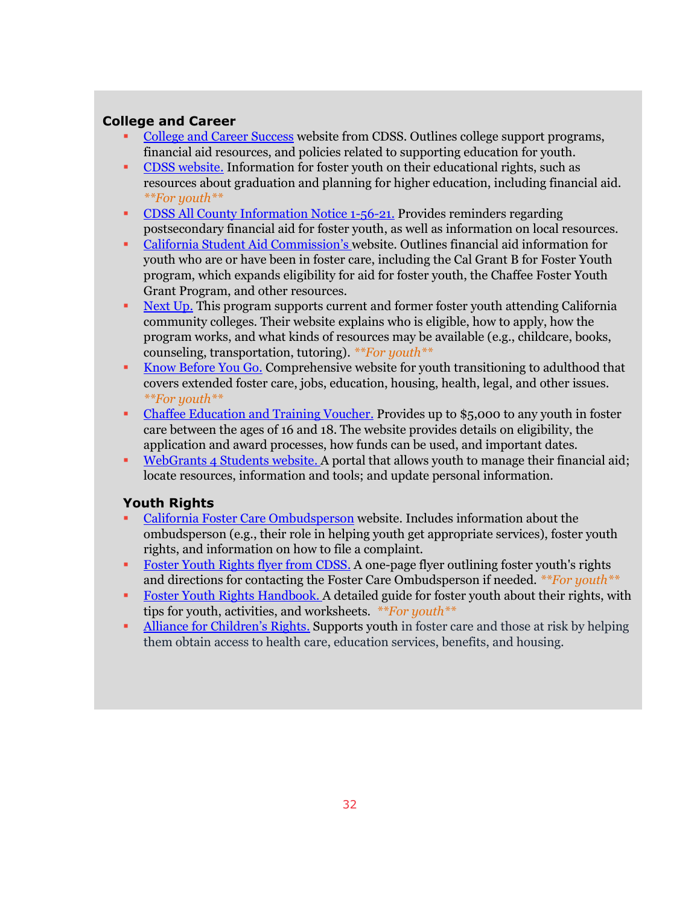### College and Career

- College and Career Success website from CDSS. Outlines college support programs, financial aid resources, and policies related to supporting education for youth.
- CDSS website. Information for foster youth on their educational rights, such as resources about graduation and planning for higher education, including financial aid. ***For youth***
- CDSS All County Information Notice 1-56-21. Provides reminders regarding postsecondary financial aid for foster youth, as well as information on local resources.
- California Student Aid Commission's website. Outlines financial aid information for youth who are or have been in foster care, including the Cal Grant B for Foster Youth program, which expands eligibility for aid for foster youth, the Chaffee Foster Youth Grant Program, and other resources.
- Next Up. This program supports current and former foster youth attending California community colleges. Their website explains who is eligible, how to apply, how the program works, and what kinds of resources may be available (e.g., childcare, books, counseling, transportation, tutoring). ***For youth***
- Know Before You Go. Comprehensive website for youth transitioning to adulthood that covers extended foster care, jobs, education, housing, health, legal, and other issues. ***For youth***
- Chaffee Education and Training Voucher. Provides up to $5,000 to any youth in foster care between the ages of 16 and 18. The website provides details on eligibility, the application and award processes, how funds can be used, and important dates.
- WebGrants 4 Students website. A portal that allows youth to manage their financial aid; locate resources, information and tools; and update personal information.

### Youth Rights

- California Foster Care Ombudsperson website. Includes information about the ombudsperson (e.g., their role in helping youth get appropriate services), foster youth rights, and information on how to file a complaint.
- Foster Youth Rights flyer from CDSS. A one-page flyer outlining foster youth's rights and directions for contacting the Foster Care Ombudsperson if needed. ***For youth***
- Foster Youth Rights Handbook. A detailed guide for foster youth about their rights, with tips for youth, activities, and worksheets. ***For youth***
- Alliance for Children's Rights. Supports youth in foster care and those at risk by helping them obtain access to health care, education services, benefits, and housing.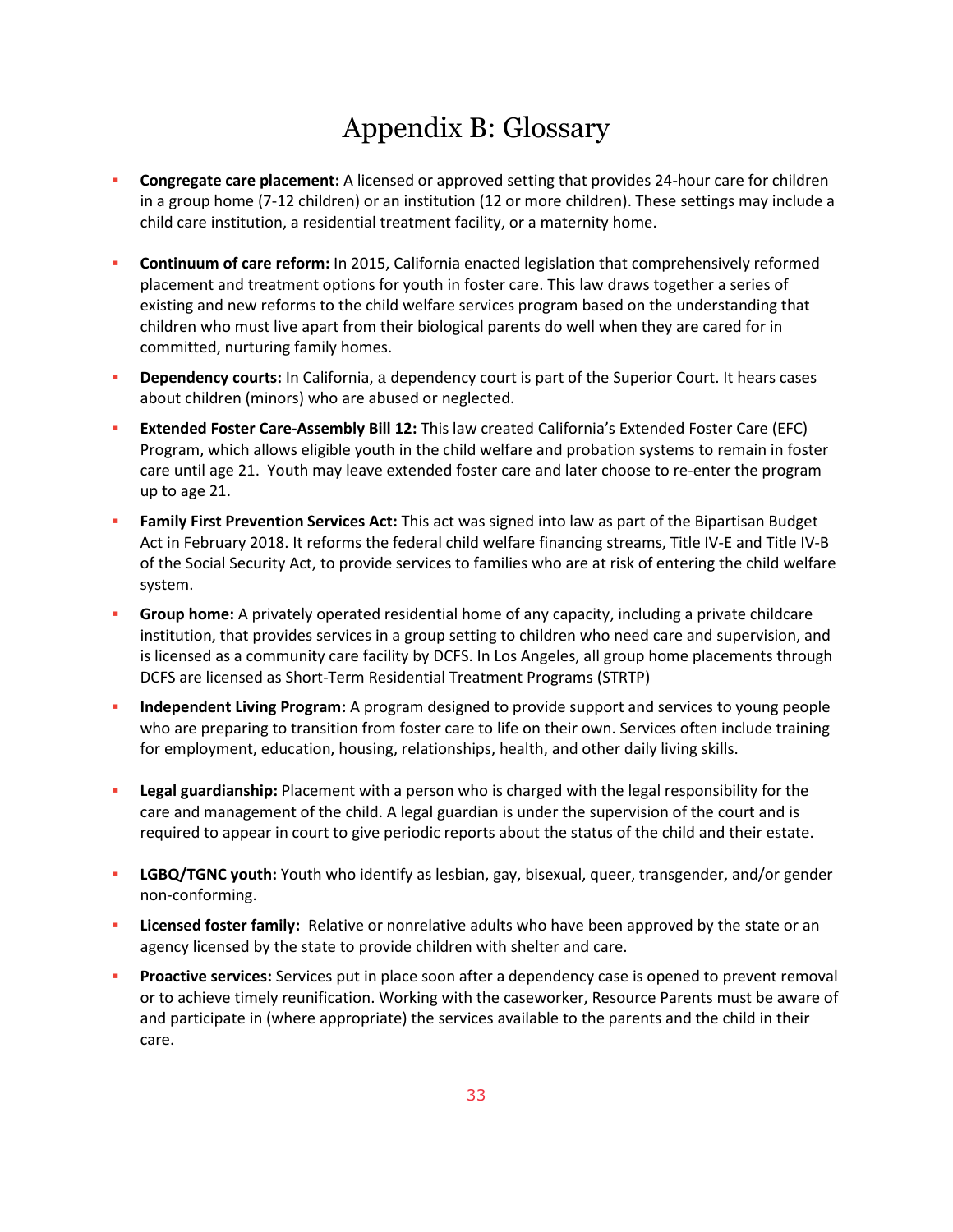# Appendix B: Glossary

- **Congregate care placement:** A licensed or approved setting that provides 24-hour care for children in a group home (7-12 children) or an institution (12 or more children). These settings may include a child care institution, a residential treatment facility, or a maternity home.
- **Continuum of care reform:** In 2015, California enacted legislation that comprehensively reformed placement and treatment options for youth in foster care. This law draws together a series of existing and new reforms to the child welfare services program based on the understanding that children who must live apart from their biological parents do well when they are cared for in committed, nurturing family homes.
- **Dependency courts:** In California, a dependency court is part of the Superior Court. It hears cases about children (minors) who are abused or neglected.
- **Extended Foster Care-Assembly Bill 12:** This law created California's Extended Foster Care (EFC) Program, which allows eligible youth in the child welfare and probation systems to remain in foster care until age 21. Youth may leave extended foster care and later choose to re-enter the program up to age 21.
- **Family First Prevention Services Act:** This act was signed into law as part of the Bipartisan Budget Act in February 2018. It reforms the federal child welfare financing streams, Title IV-E and Title IV-B of the Social Security Act, to provide services to families who are at risk of entering the child welfare system.
- **Group home:** A privately operated residential home of any capacity, including a private childcare institution, that provides services in a group setting to children who need care and supervision, and is licensed as a community care facility by DCFS. In Los Angeles, all group home placements through DCFS are licensed as Short-Term Residential Treatment Programs (STRTP)
- **Independent Living Program:** A program designed to provide support and services to young people who are preparing to transition from foster care to life on their own. Services often include training for employment, education, housing, relationships, health, and other daily living skills.
- **Legal guardianship:** Placement with a person who is charged with the legal responsibility for the care and management of the child. A legal guardian is under the supervision of the court and is required to appear in court to give periodic reports about the status of the child and their estate.
- **LGBQ/TGNC youth:** Youth who identify as lesbian, gay, bisexual, queer, transgender, and/or gender non-conforming.
- **Licensed foster family:** Relative or nonrelative adults who have been approved by the state or an agency licensed by the state to provide children with shelter and care.
- **Proactive services:** Services put in place soon after a dependency case is opened to prevent removal or to achieve timely reunification. Working with the caseworker, Resource Parents must be aware of and participate in (where appropriate) the services available to the parents and the child in their care.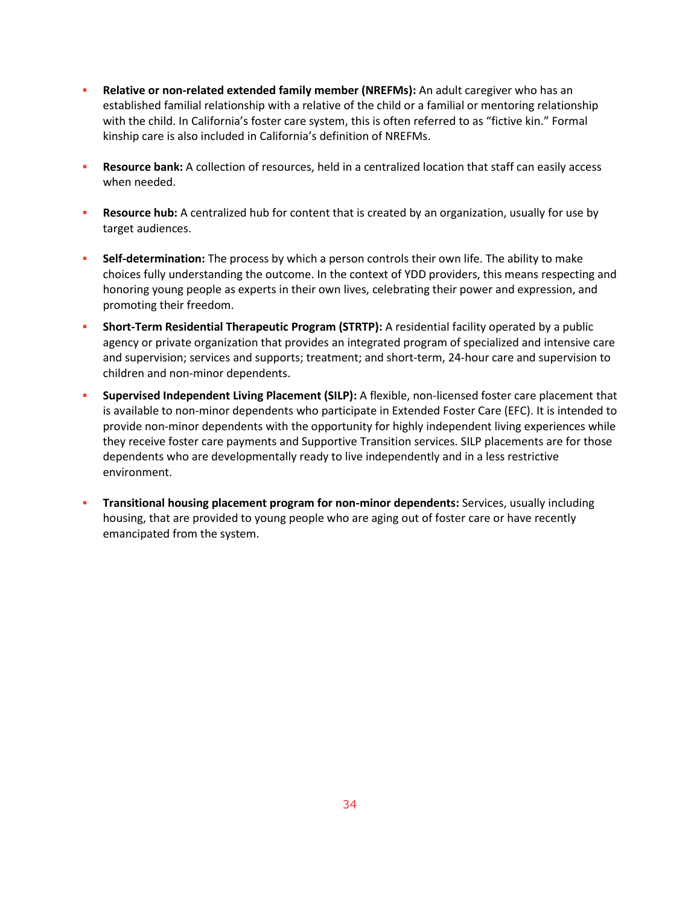- **Relative or non-related extended family member (NREFMs):** An adult caregiver who has an established familial relationship with a relative of the child or a familial or mentoring relationship with the child. In California's foster care system, this is often referred to as "fictive kin." Formal kinship care is also included in California's definition of NREFMs.

- **Resource bank:** A collection of resources, held in a centralized location that staff can easily access when needed.

- **Resource hub:** A centralized hub for content that is created by an organization, usually for use by target audiences.

- **Self-determination:** The process by which a person controls their own life. The ability to make choices fully understanding the outcome. In the context of YDD providers, this means respecting and honoring young people as experts in their own lives, celebrating their power and expression, and promoting their freedom.

- **Short-Term Residential Therapeutic Program (STRTP):** A residential facility operated by a public agency or private organization that provides an integrated program of specialized and intensive care and supervision; services and supports; treatment; and short-term, 24-hour care and supervision to children and non-minor dependents.

- **Supervised Independent Living Placement (SILP):** A flexible, non-licensed foster care placement that is available to non-minor dependents who participate in Extended Foster Care (EFC). It is intended to provide non-minor dependents with the opportunity for highly independent living experiences while they receive foster care payments and Supportive Transition services. SILP placements are for those dependents who are developmentally ready to live independently and in a less restrictive environment.

- **Transitional housing placement program for non-minor dependents:** Services, usually including housing, that are provided to young people who are aging out of foster care or have recently emancipated from the system.